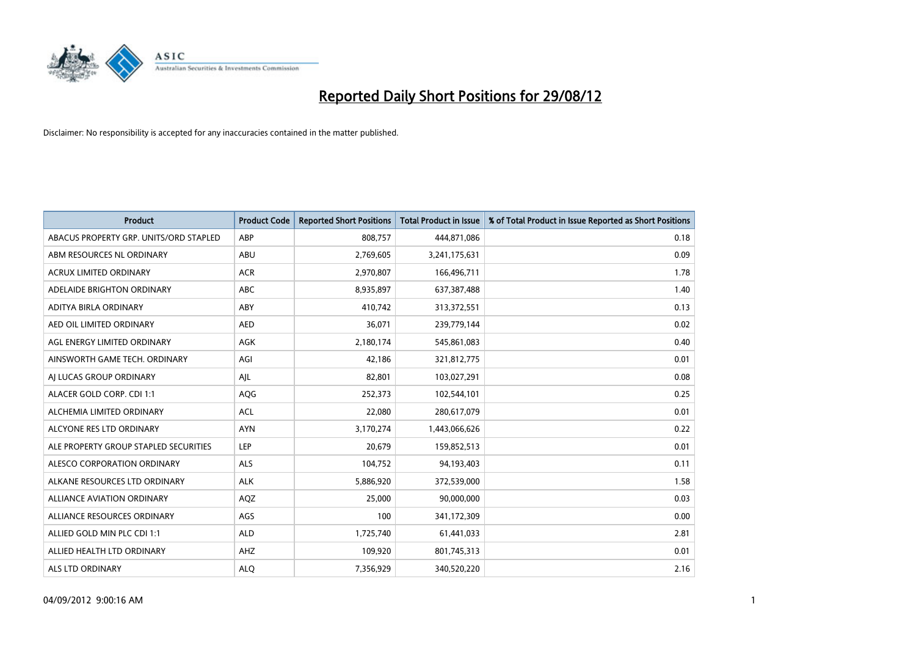# Reported Daily Short Positions for 29/08/12

Disclaimer: No responsibility is accepted for any inaccuracies contained in the matter published.

| Product | Product Code | Reported Short Positions | Total Product in Issue | % of Total Product in Issue Reported as Short Positions |
|---|---|---|---|---|
| ABACUS PROPERTY GRP. UNITS/ORD STAPLED | ABP | 808,757 | 444,871,086 | 0.18 |
| ABM RESOURCES NL ORDINARY | ABU | 2,769,605 | 3,241,175,631 | 0.09 |
| ACRUX LIMITED ORDINARY | ACR | 2,970,807 | 166,496,711 | 1.78 |
| ADELAIDE BRIGHTON ORDINARY | ABC | 8,935,897 | 637,387,488 | 1.40 |
| ADITYA BIRLA ORDINARY | ABY | 410,742 | 313,372,551 | 0.13 |
| AED OIL LIMITED ORDINARY | AED | 36,071 | 239,779,144 | 0.02 |
| AGL ENERGY LIMITED ORDINARY | AGK | 2,180,174 | 545,861,083 | 0.40 |
| AINSWORTH GAME TECH. ORDINARY | AGI | 42,186 | 321,812,775 | 0.01 |
| AJ LUCAS GROUP ORDINARY | AJL | 82,801 | 103,027,291 | 0.08 |
| ALACER GOLD CORP. CDI 1:1 | AQG | 252,373 | 102,544,101 | 0.25 |
| ALCHEMIA LIMITED ORDINARY | ACL | 22,080 | 280,617,079 | 0.01 |
| ALCYONE RES LTD ORDINARY | AYN | 3,170,274 | 1,443,066,626 | 0.22 |
| ALE PROPERTY GROUP STAPLED SECURITIES | LEP | 20,679 | 159,852,513 | 0.01 |
| ALESCO CORPORATION ORDINARY | ALS | 104,752 | 94,193,403 | 0.11 |
| ALKANE RESOURCES LTD ORDINARY | ALK | 5,886,920 | 372,539,000 | 1.58 |
| ALLIANCE AVIATION ORDINARY | AQZ | 25,000 | 90,000,000 | 0.03 |
| ALLIANCE RESOURCES ORDINARY | AGS | 100 | 341,172,309 | 0.00 |
| ALLIED GOLD MIN PLC CDI 1:1 | ALD | 1,725,740 | 61,441,033 | 2.81 |
| ALLIED HEALTH LTD ORDINARY | AHZ | 109,920 | 801,745,313 | 0.01 |
| ALS LTD ORDINARY | ALQ | 7,356,929 | 340,520,220 | 2.16 |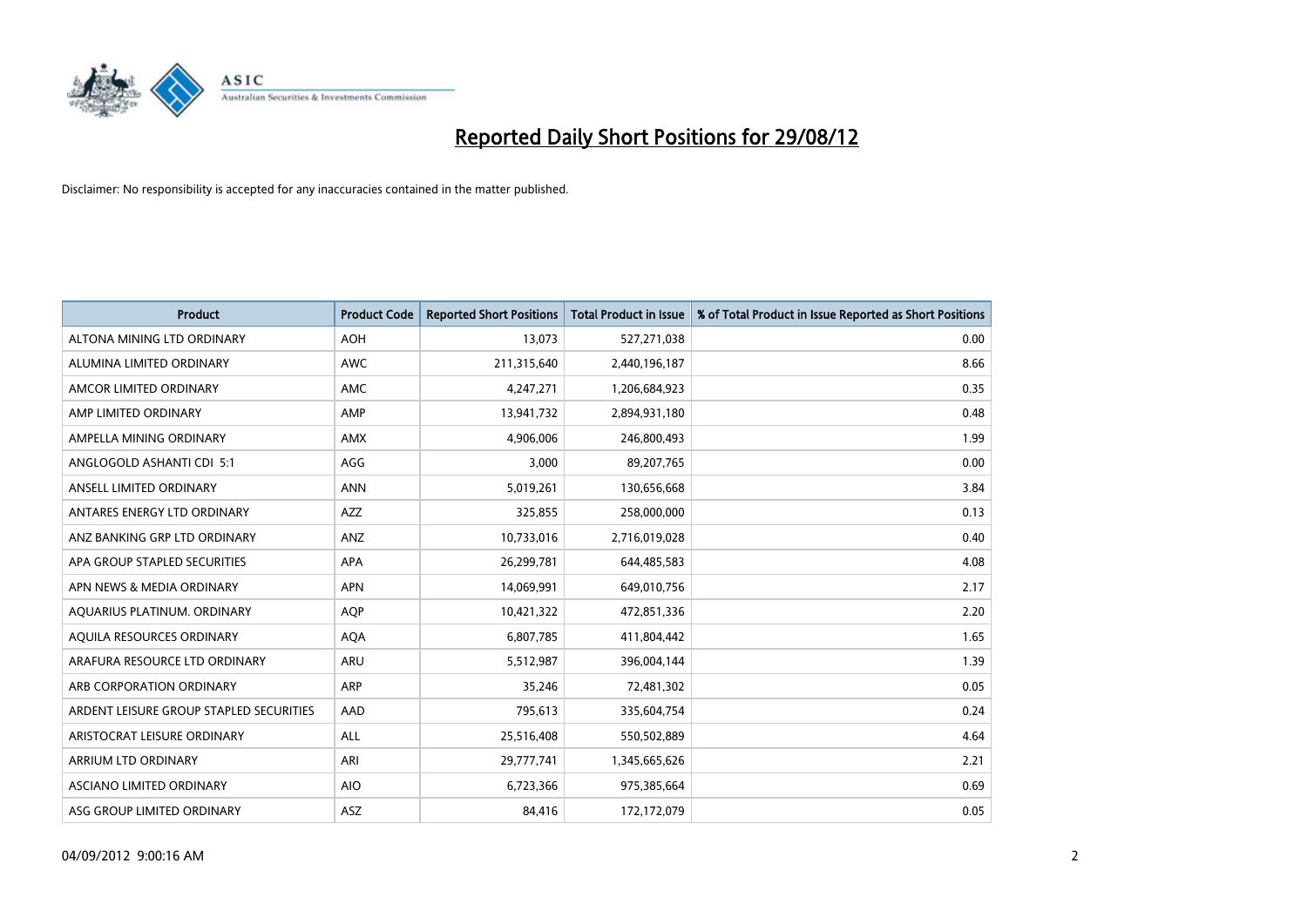# Reported Daily Short Positions for 29/08/12

Disclaimer: No responsibility is accepted for any inaccuracies contained in the matter published.

| Product | Product Code | Reported Short Positions | Total Product in Issue | % of Total Product in Issue Reported as Short Positions |
|---|---|---|---|---|
| ALTONA MINING LTD ORDINARY | AOH | 13,073 | 527,271,038 | 0.00 |
| ALUMINA LIMITED ORDINARY | AWC | 211,315,640 | 2,440,196,187 | 8.66 |
| AMCOR LIMITED ORDINARY | AMC | 4,247,271 | 1,206,684,923 | 0.35 |
| AMP LIMITED ORDINARY | AMP | 13,941,732 | 2,894,931,180 | 0.48 |
| AMPELLA MINING ORDINARY | AMX | 4,906,006 | 246,800,493 | 1.99 |
| ANGLOGOLD ASHANTI CDI 5:1 | AGG | 3,000 | 89,207,765 | 0.00 |
| ANSELL LIMITED ORDINARY | ANN | 5,019,261 | 130,656,668 | 3.84 |
| ANTARES ENERGY LTD ORDINARY | AZZ | 325,855 | 258,000,000 | 0.13 |
| ANZ BANKING GRP LTD ORDINARY | ANZ | 10,733,016 | 2,716,019,028 | 0.40 |
| APA GROUP STAPLED SECURITIES | APA | 26,299,781 | 644,485,583 | 4.08 |
| APN NEWS & MEDIA ORDINARY | APN | 14,069,991 | 649,010,756 | 2.17 |
| AQUARIUS PLATINUM. ORDINARY | AQP | 10,421,322 | 472,851,336 | 2.20 |
| AQUILA RESOURCES ORDINARY | AQA | 6,807,785 | 411,804,442 | 1.65 |
| ARAFURA RESOURCE LTD ORDINARY | ARU | 5,512,987 | 396,004,144 | 1.39 |
| ARB CORPORATION ORDINARY | ARP | 35,246 | 72,481,302 | 0.05 |
| ARDENT LEISURE GROUP STAPLED SECURITIES | AAD | 795,613 | 335,604,754 | 0.24 |
| ARISTOCRAT LEISURE ORDINARY | ALL | 25,516,408 | 550,502,889 | 4.64 |
| ARRIUM LTD ORDINARY | ARI | 29,777,741 | 1,345,665,626 | 2.21 |
| ASCIANO LIMITED ORDINARY | AIO | 6,723,366 | 975,385,664 | 0.69 |
| ASG GROUP LIMITED ORDINARY | ASZ | 84,416 | 172,172,079 | 0.05 |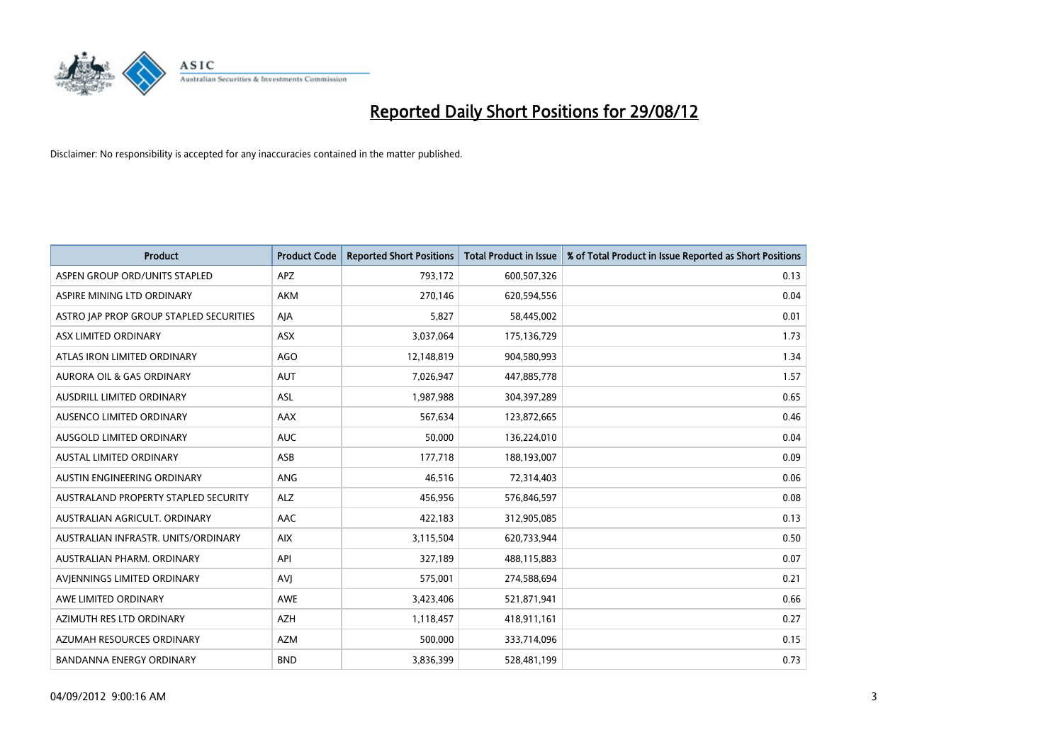# Reported Daily Short Positions for 29/08/12

Disclaimer: No responsibility is accepted for any inaccuracies contained in the matter published.

| Product | Product Code | Reported Short Positions | Total Product in Issue | % of Total Product in Issue Reported as Short Positions |
|---|---|---|---|---|
| ASPEN GROUP ORD/UNITS STAPLED | APZ | 793,172 | 600,507,326 | 0.13 |
| ASPIRE MINING LTD ORDINARY | AKM | 270,146 | 620,594,556 | 0.04 |
| ASTRO JAP PROP GROUP STAPLED SECURITIES | AJA | 5,827 | 58,445,002 | 0.01 |
| ASX LIMITED ORDINARY | ASX | 3,037,064 | 175,136,729 | 1.73 |
| ATLAS IRON LIMITED ORDINARY | AGO | 12,148,819 | 904,580,993 | 1.34 |
| AURORA OIL & GAS ORDINARY | AUT | 7,026,947 | 447,885,778 | 1.57 |
| AUSDRILL LIMITED ORDINARY | ASL | 1,987,988 | 304,397,289 | 0.65 |
| AUSENCO LIMITED ORDINARY | AAX | 567,634 | 123,872,665 | 0.46 |
| AUSGOLD LIMITED ORDINARY | AUC | 50,000 | 136,224,010 | 0.04 |
| AUSTAL LIMITED ORDINARY | ASB | 177,718 | 188,193,007 | 0.09 |
| AUSTIN ENGINEERING ORDINARY | ANG | 46,516 | 72,314,403 | 0.06 |
| AUSTRALAND PROPERTY STAPLED SECURITY | ALZ | 456,956 | 576,846,597 | 0.08 |
| AUSTRALIAN AGRICULT. ORDINARY | AAC | 422,183 | 312,905,085 | 0.13 |
| AUSTRALIAN INFRASTR. UNITS/ORDINARY | AIX | 3,115,504 | 620,733,944 | 0.50 |
| AUSTRALIAN PHARM. ORDINARY | API | 327,189 | 488,115,883 | 0.07 |
| AVJENNINGS LIMITED ORDINARY | AVJ | 575,001 | 274,588,694 | 0.21 |
| AWE LIMITED ORDINARY | AWE | 3,423,406 | 521,871,941 | 0.66 |
| AZIMUTH RES LTD ORDINARY | AZH | 1,118,457 | 418,911,161 | 0.27 |
| AZUMAH RESOURCES ORDINARY | AZM | 500,000 | 333,714,096 | 0.15 |
| BANDANNA ENERGY ORDINARY | BND | 3,836,399 | 528,481,199 | 0.73 |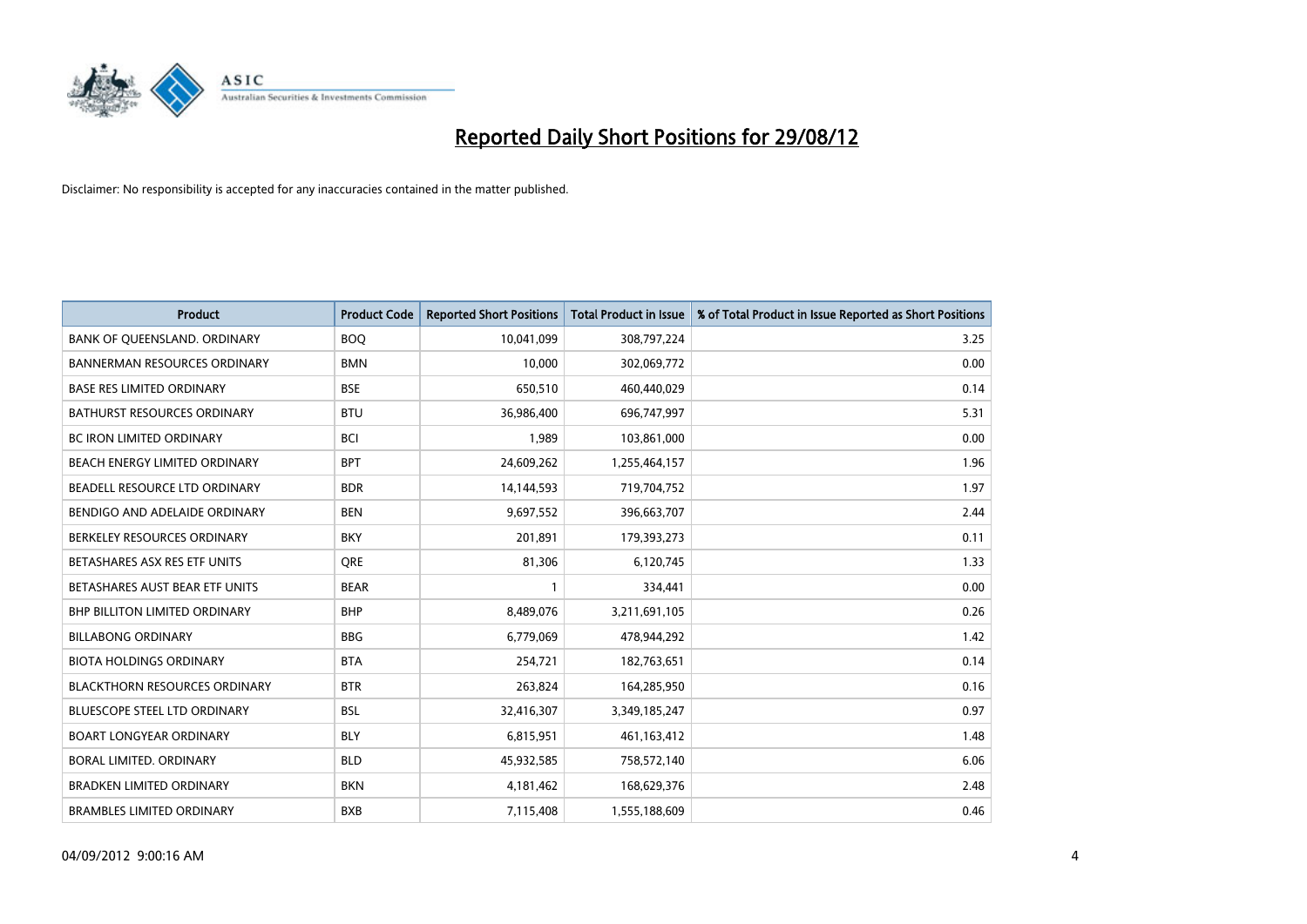# Reported Daily Short Positions for 29/08/12

Disclaimer: No responsibility is accepted for any inaccuracies contained in the matter published.

| Product | Product Code | Reported Short Positions | Total Product in Issue | % of Total Product in Issue Reported as Short Positions |
|---|---|---|---|---|
| BANK OF QUEENSLAND. ORDINARY | BOQ | 10,041,099 | 308,797,224 | 3.25 |
| BANNERMAN RESOURCES ORDINARY | BMN | 10,000 | 302,069,772 | 0.00 |
| BASE RES LIMITED ORDINARY | BSE | 650,510 | 460,440,029 | 0.14 |
| BATHURST RESOURCES ORDINARY | BTU | 36,986,400 | 696,747,997 | 5.31 |
| BC IRON LIMITED ORDINARY | BCI | 1,989 | 103,861,000 | 0.00 |
| BEACH ENERGY LIMITED ORDINARY | BPT | 24,609,262 | 1,255,464,157 | 1.96 |
| BEADELL RESOURCE LTD ORDINARY | BDR | 14,144,593 | 719,704,752 | 1.97 |
| BENDIGO AND ADELAIDE ORDINARY | BEN | 9,697,552 | 396,663,707 | 2.44 |
| BERKELEY RESOURCES ORDINARY | BKY | 201,891 | 179,393,273 | 0.11 |
| BETASHARES ASX RES ETF UNITS | QRE | 81,306 | 6,120,745 | 1.33 |
| BETASHARES AUST BEAR ETF UNITS | BEAR | 1 | 334,441 | 0.00 |
| BHP BILLITON LIMITED ORDINARY | BHP | 8,489,076 | 3,211,691,105 | 0.26 |
| BILLABONG ORDINARY | BBG | 6,779,069 | 478,944,292 | 1.42 |
| BIOTA HOLDINGS ORDINARY | BTA | 254,721 | 182,763,651 | 0.14 |
| BLACKTHORN RESOURCES ORDINARY | BTR | 263,824 | 164,285,950 | 0.16 |
| BLUESCOPE STEEL LTD ORDINARY | BSL | 32,416,307 | 3,349,185,247 | 0.97 |
| BOART LONGYEAR ORDINARY | BLY | 6,815,951 | 461,163,412 | 1.48 |
| BORAL LIMITED. ORDINARY | BLD | 45,932,585 | 758,572,140 | 6.06 |
| BRADKEN LIMITED ORDINARY | BKN | 4,181,462 | 168,629,376 | 2.48 |
| BRAMBLES LIMITED ORDINARY | BXB | 7,115,408 | 1,555,188,609 | 0.46 |

04/09/2012 9:00:16 AM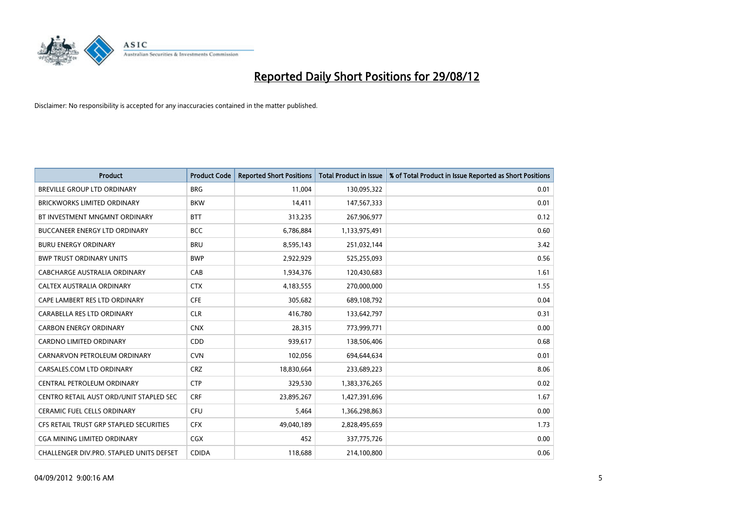# Reported Daily Short Positions for 29/08/12

Disclaimer: No responsibility is accepted for any inaccuracies contained in the matter published.

| Product | Product Code | Reported Short Positions | Total Product in Issue | % of Total Product in Issue Reported as Short Positions |
|---|---|---|---|---|
| BREVILLE GROUP LTD ORDINARY | BRG | 11,004 | 130,095,322 | 0.01 |
| BRICKWORKS LIMITED ORDINARY | BKW | 14,411 | 147,567,333 | 0.01 |
| BT INVESTMENT MNGMNT ORDINARY | BTT | 313,235 | 267,906,977 | 0.12 |
| BUCCANEER ENERGY LTD ORDINARY | BCC | 6,786,884 | 1,133,975,491 | 0.60 |
| BURU ENERGY ORDINARY | BRU | 8,595,143 | 251,032,144 | 3.42 |
| BWP TRUST ORDINARY UNITS | BWP | 2,922,929 | 525,255,093 | 0.56 |
| CABCHARGE AUSTRALIA ORDINARY | CAB | 1,934,376 | 120,430,683 | 1.61 |
| CALTEX AUSTRALIA ORDINARY | CTX | 4,183,555 | 270,000,000 | 1.55 |
| CAPE LAMBERT RES LTD ORDINARY | CFE | 305,682 | 689,108,792 | 0.04 |
| CARABELLA RES LTD ORDINARY | CLR | 416,780 | 133,642,797 | 0.31 |
| CARBON ENERGY ORDINARY | CNX | 28,315 | 773,999,771 | 0.00 |
| CARDNO LIMITED ORDINARY | CDD | 939,617 | 138,506,406 | 0.68 |
| CARNARVON PETROLEUM ORDINARY | CVN | 102,056 | 694,644,634 | 0.01 |
| CARSALES.COM LTD ORDINARY | CRZ | 18,830,664 | 233,689,223 | 8.06 |
| CENTRAL PETROLEUM ORDINARY | CTP | 329,530 | 1,383,376,265 | 0.02 |
| CENTRO RETAIL AUST ORD/UNIT STAPLED SEC | CRF | 23,895,267 | 1,427,391,696 | 1.67 |
| CERAMIC FUEL CELLS ORDINARY | CFU | 5,464 | 1,366,298,863 | 0.00 |
| CFS RETAIL TRUST GRP STAPLED SECURITIES | CFX | 49,040,189 | 2,828,495,659 | 1.73 |
| CGA MINING LIMITED ORDINARY | CGX | 452 | 337,775,726 | 0.00 |
| CHALLENGER DIV.PRO. STAPLED UNITS DEFSET | CDIDA | 118,688 | 214,100,800 | 0.06 |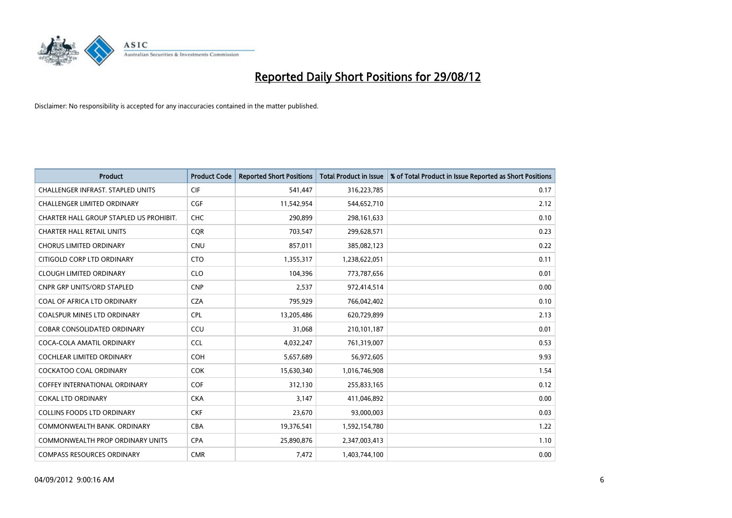# Reported Daily Short Positions for 29/08/12

Disclaimer: No responsibility is accepted for any inaccuracies contained in the matter published.

| Product | Product Code | Reported Short Positions | Total Product in Issue | % of Total Product in Issue Reported as Short Positions |
|---|---|---|---|---|
| CHALLENGER INFRAST. STAPLED UNITS | CIF | 541,447 | 316,223,785 | 0.17 |
| CHALLENGER LIMITED ORDINARY | CGF | 11,542,954 | 544,652,710 | 2.12 |
| CHARTER HALL GROUP STAPLED US PROHIBIT. | CHC | 290,899 | 298,161,633 | 0.10 |
| CHARTER HALL RETAIL UNITS | CQR | 703,547 | 299,628,571 | 0.23 |
| CHORUS LIMITED ORDINARY | CNU | 857,011 | 385,082,123 | 0.22 |
| CITIGOLD CORP LTD ORDINARY | CTO | 1,355,317 | 1,238,622,051 | 0.11 |
| CLOUGH LIMITED ORDINARY | CLO | 104,396 | 773,787,656 | 0.01 |
| CNPR GRP UNITS/ORD STAPLED | CNP | 2,537 | 972,414,514 | 0.00 |
| COAL OF AFRICA LTD ORDINARY | CZA | 795,929 | 766,042,402 | 0.10 |
| COALSPUR MINES LTD ORDINARY | CPL | 13,205,486 | 620,729,899 | 2.13 |
| COBAR CONSOLIDATED ORDINARY | CCU | 31,068 | 210,101,187 | 0.01 |
| COCA-COLA AMATIL ORDINARY | CCL | 4,032,247 | 761,319,007 | 0.53 |
| COCHLEAR LIMITED ORDINARY | COH | 5,657,689 | 56,972,605 | 9.93 |
| COCKATOO COAL ORDINARY | COK | 15,630,340 | 1,016,746,908 | 1.54 |
| COFFEY INTERNATIONAL ORDINARY | COF | 312,130 | 255,833,165 | 0.12 |
| COKAL LTD ORDINARY | CKA | 3,147 | 411,046,892 | 0.00 |
| COLLINS FOODS LTD ORDINARY | CKF | 23,670 | 93,000,003 | 0.03 |
| COMMONWEALTH BANK. ORDINARY | CBA | 19,376,541 | 1,592,154,780 | 1.22 |
| COMMONWEALTH PROP ORDINARY UNITS | CPA | 25,890,876 | 2,347,003,413 | 1.10 |
| COMPASS RESOURCES ORDINARY | CMR | 7,472 | 1,403,744,100 | 0.00 |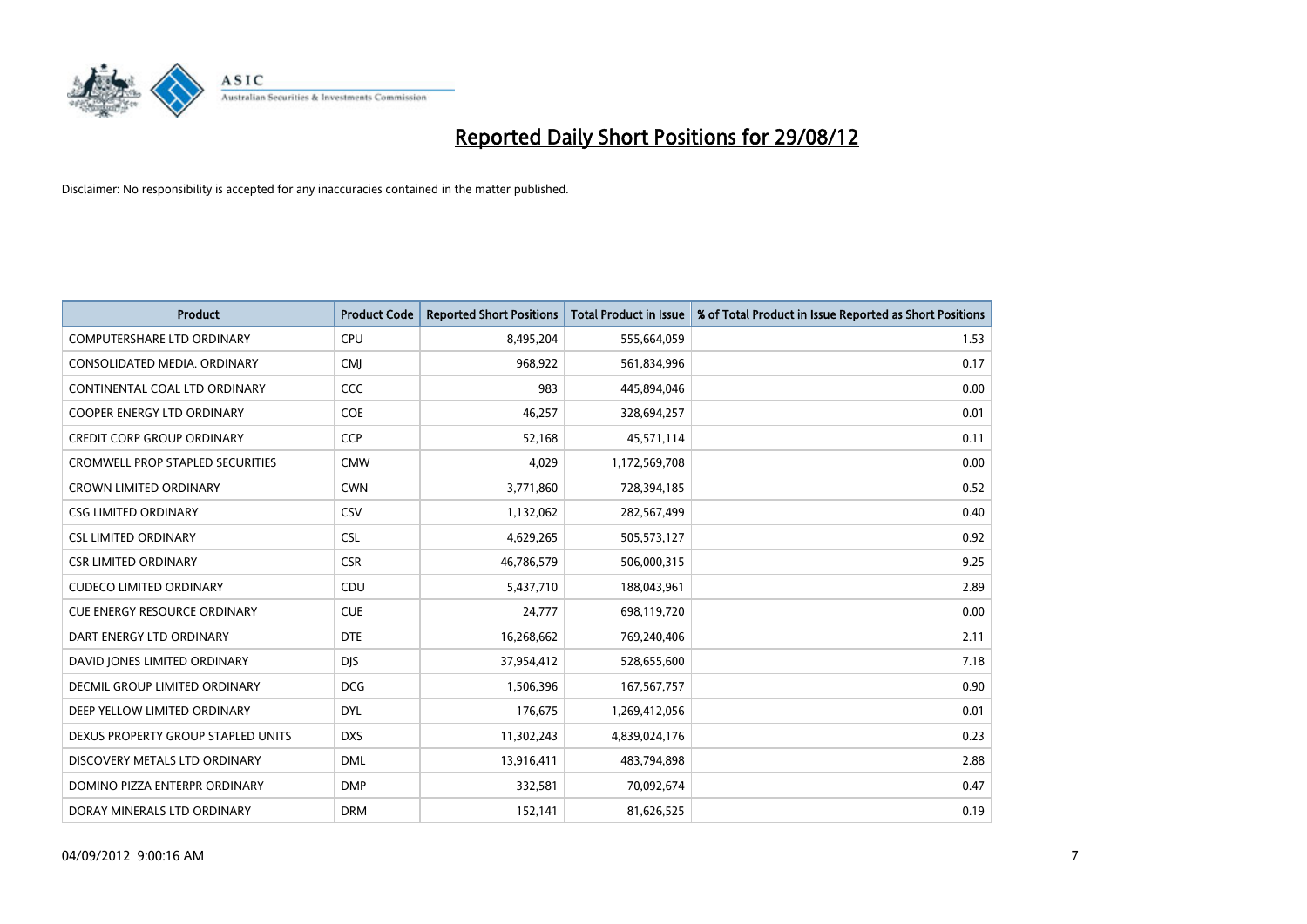# Reported Daily Short Positions for 29/08/12

Disclaimer: No responsibility is accepted for any inaccuracies contained in the matter published.

| Product | Product Code | Reported Short Positions | Total Product in Issue | % of Total Product in Issue Reported as Short Positions |
|---|---|---|---|---|
| COMPUTERSHARE LTD ORDINARY | CPU | 8,495,204 | 555,664,059 | 1.53 |
| CONSOLIDATED MEDIA. ORDINARY | CMJ | 968,922 | 561,834,996 | 0.17 |
| CONTINENTAL COAL LTD ORDINARY | CCC | 983 | 445,894,046 | 0.00 |
| COOPER ENERGY LTD ORDINARY | COE | 46,257 | 328,694,257 | 0.01 |
| CREDIT CORP GROUP ORDINARY | CCP | 52,168 | 45,571,114 | 0.11 |
| CROMWELL PROP STAPLED SECURITIES | CMW | 4,029 | 1,172,569,708 | 0.00 |
| CROWN LIMITED ORDINARY | CWN | 3,771,860 | 728,394,185 | 0.52 |
| CSG LIMITED ORDINARY | CSV | 1,132,062 | 282,567,499 | 0.40 |
| CSL LIMITED ORDINARY | CSL | 4,629,265 | 505,573,127 | 0.92 |
| CSR LIMITED ORDINARY | CSR | 46,786,579 | 506,000,315 | 9.25 |
| CUDECO LIMITED ORDINARY | CDU | 5,437,710 | 188,043,961 | 2.89 |
| CUE ENERGY RESOURCE ORDINARY | CUE | 24,777 | 698,119,720 | 0.00 |
| DART ENERGY LTD ORDINARY | DTE | 16,268,662 | 769,240,406 | 2.11 |
| DAVID JONES LIMITED ORDINARY | DJS | 37,954,412 | 528,655,600 | 7.18 |
| DECMIL GROUP LIMITED ORDINARY | DCG | 1,506,396 | 167,567,757 | 0.90 |
| DEEP YELLOW LIMITED ORDINARY | DYL | 176,675 | 1,269,412,056 | 0.01 |
| DEXUS PROPERTY GROUP STAPLED UNITS | DXS | 11,302,243 | 4,839,024,176 | 0.23 |
| DISCOVERY METALS LTD ORDINARY | DML | 13,916,411 | 483,794,898 | 2.88 |
| DOMINO PIZZA ENTERPR ORDINARY | DMP | 332,581 | 70,092,674 | 0.47 |
| DORAY MINERALS LTD ORDINARY | DRM | 152,141 | 81,626,525 | 0.19 |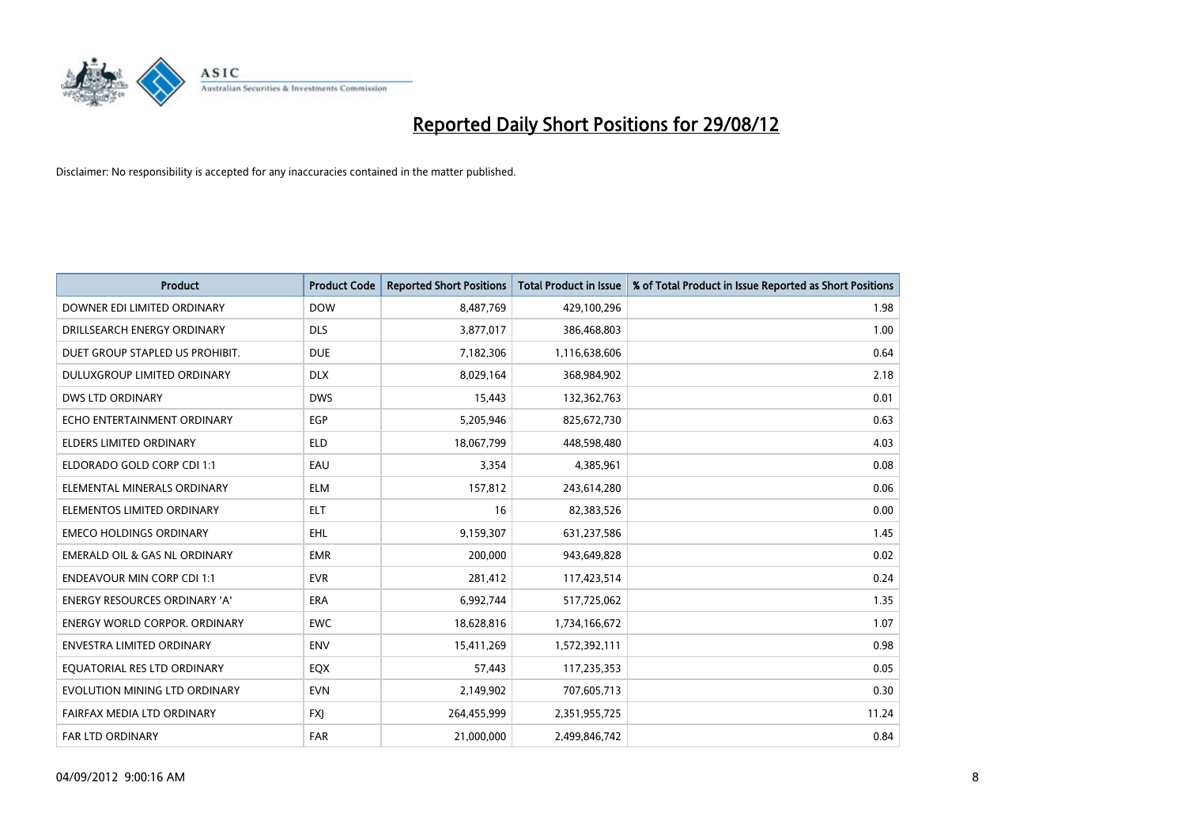# Reported Daily Short Positions for 29/08/12

Disclaimer: No responsibility is accepted for any inaccuracies contained in the matter published.

| Product | Product Code | Reported Short Positions | Total Product in Issue | % of Total Product in Issue Reported as Short Positions |
|---|---|---|---|---|
| DOWNER EDI LIMITED ORDINARY | DOW | 8,487,769 | 429,100,296 | 1.98 |
| DRILLSEARCH ENERGY ORDINARY | DLS | 3,877,017 | 386,468,803 | 1.00 |
| DUET GROUP STAPLED US PROHIBIT. | DUE | 7,182,306 | 1,116,638,606 | 0.64 |
| DULUXGROUP LIMITED ORDINARY | DLX | 8,029,164 | 368,984,902 | 2.18 |
| DWS LTD ORDINARY | DWS | 15,443 | 132,362,763 | 0.01 |
| ECHO ENTERTAINMENT ORDINARY | EGP | 5,205,946 | 825,672,730 | 0.63 |
| ELDERS LIMITED ORDINARY | ELD | 18,067,799 | 448,598,480 | 4.03 |
| ELDORADO GOLD CORP CDI 1:1 | EAU | 3,354 | 4,385,961 | 0.08 |
| ELEMENTAL MINERALS ORDINARY | ELM | 157,812 | 243,614,280 | 0.06 |
| ELEMENTOS LIMITED ORDINARY | ELT | 16 | 82,383,526 | 0.00 |
| EMECO HOLDINGS ORDINARY | EHL | 9,159,307 | 631,237,586 | 1.45 |
| EMERALD OIL & GAS NL ORDINARY | EMR | 200,000 | 943,649,828 | 0.02 |
| ENDEAVOUR MIN CORP CDI 1:1 | EVR | 281,412 | 117,423,514 | 0.24 |
| ENERGY RESOURCES ORDINARY 'A' | ERA | 6,992,744 | 517,725,062 | 1.35 |
| ENERGY WORLD CORPOR. ORDINARY | EWC | 18,628,816 | 1,734,166,672 | 1.07 |
| ENVESTRA LIMITED ORDINARY | ENV | 15,411,269 | 1,572,392,111 | 0.98 |
| EQUATORIAL RES LTD ORDINARY | EQX | 57,443 | 117,235,353 | 0.05 |
| EVOLUTION MINING LTD ORDINARY | EVN | 2,149,902 | 707,605,713 | 0.30 |
| FAIRFAX MEDIA LTD ORDINARY | FXJ | 264,455,999 | 2,351,955,725 | 11.24 |
| FAR LTD ORDINARY | FAR | 21,000,000 | 2,499,846,742 | 0.84 |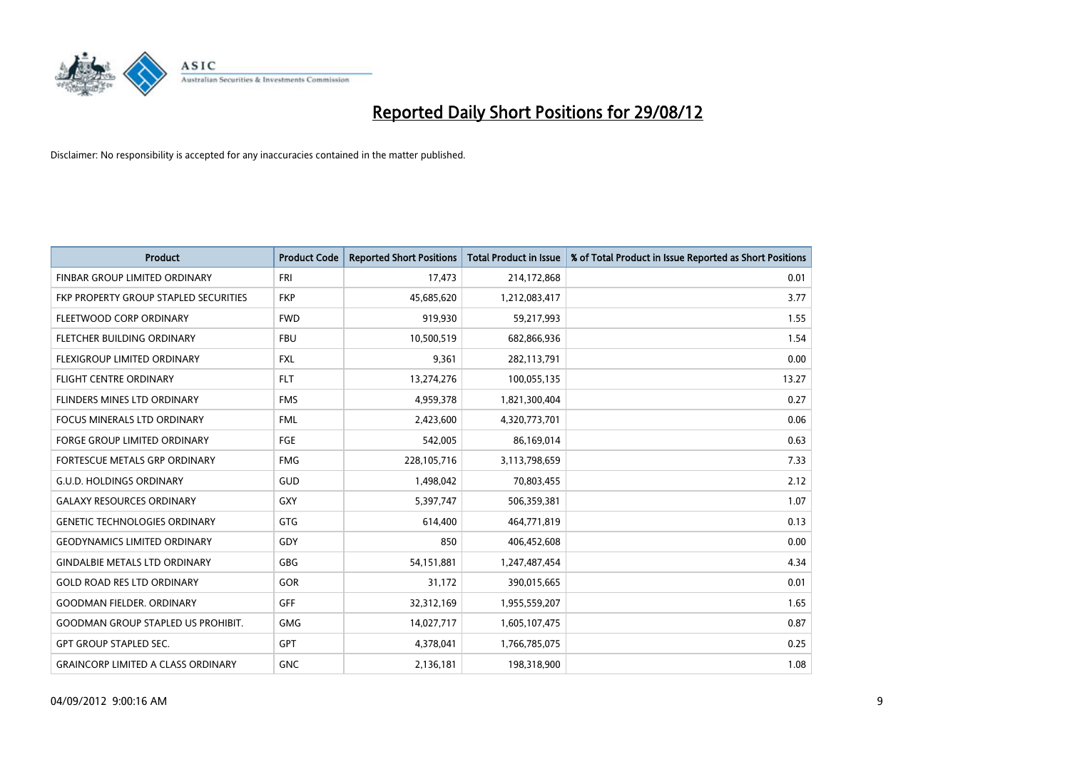# Reported Daily Short Positions for 29/08/12

Disclaimer: No responsibility is accepted for any inaccuracies contained in the matter published.

| Product | Product Code | Reported Short Positions | Total Product in Issue | % of Total Product in Issue Reported as Short Positions |
|---|---|---|---|---|
| FINBAR GROUP LIMITED ORDINARY | FRI | 17,473 | 214,172,868 | 0.01 |
| FKP PROPERTY GROUP STAPLED SECURITIES | FKP | 45,685,620 | 1,212,083,417 | 3.77 |
| FLEETWOOD CORP ORDINARY | FWD | 919,930 | 59,217,993 | 1.55 |
| FLETCHER BUILDING ORDINARY | FBU | 10,500,519 | 682,866,936 | 1.54 |
| FLEXIGROUP LIMITED ORDINARY | FXL | 9,361 | 282,113,791 | 0.00 |
| FLIGHT CENTRE ORDINARY | FLT | 13,274,276 | 100,055,135 | 13.27 |
| FLINDERS MINES LTD ORDINARY | FMS | 4,959,378 | 1,821,300,404 | 0.27 |
| FOCUS MINERALS LTD ORDINARY | FML | 2,423,600 | 4,320,773,701 | 0.06 |
| FORGE GROUP LIMITED ORDINARY | FGE | 542,005 | 86,169,014 | 0.63 |
| FORTESCUE METALS GRP ORDINARY | FMG | 228,105,716 | 3,113,798,659 | 7.33 |
| G.U.D. HOLDINGS ORDINARY | GUD | 1,498,042 | 70,803,455 | 2.12 |
| GALAXY RESOURCES ORDINARY | GXY | 5,397,747 | 506,359,381 | 1.07 |
| GENETIC TECHNOLOGIES ORDINARY | GTG | 614,400 | 464,771,819 | 0.13 |
| GEODYNAMICS LIMITED ORDINARY | GDY | 850 | 406,452,608 | 0.00 |
| GINDALBIE METALS LTD ORDINARY | GBG | 54,151,881 | 1,247,487,454 | 4.34 |
| GOLD ROAD RES LTD ORDINARY | GOR | 31,172 | 390,015,665 | 0.01 |
| GOODMAN FIELDER. ORDINARY | GFF | 32,312,169 | 1,955,559,207 | 1.65 |
| GOODMAN GROUP STAPLED US PROHIBIT. | GMG | 14,027,717 | 1,605,107,475 | 0.87 |
| GPT GROUP STAPLED SEC. | GPT | 4,378,041 | 1,766,785,075 | 0.25 |
| GRAINCORP LIMITED A CLASS ORDINARY | GNC | 2,136,181 | 198,318,900 | 1.08 |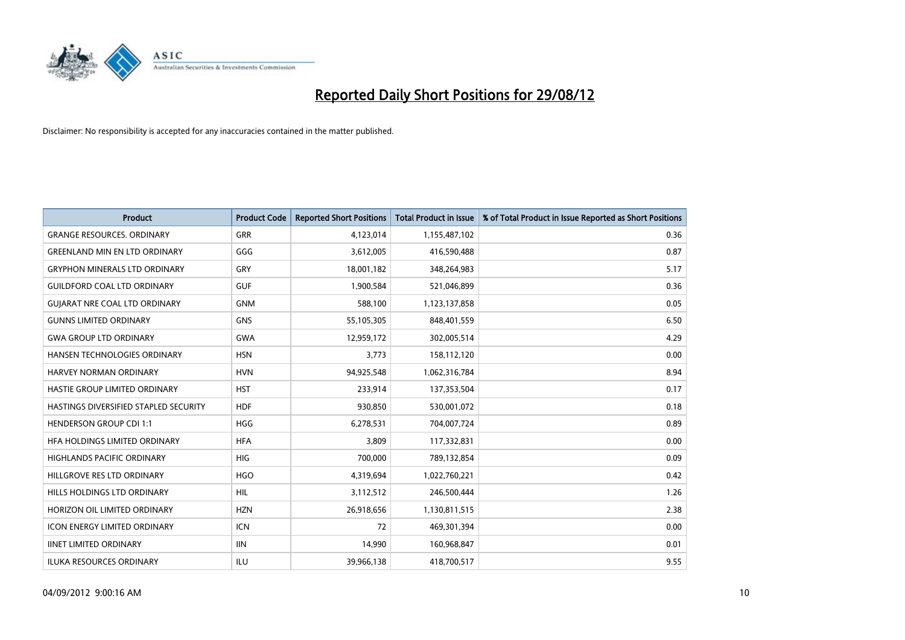# Reported Daily Short Positions for 29/08/12

Disclaimer: No responsibility is accepted for any inaccuracies contained in the matter published.

| Product | Product Code | Reported Short Positions | Total Product in Issue | % of Total Product in Issue Reported as Short Positions |
| --- | --- | --- | --- | --- |
| GRANGE RESOURCES. ORDINARY | GRR | 4,123,014 | 1,155,487,102 | 0.36 |
| GREENLAND MIN EN LTD ORDINARY | GGG | 3,612,005 | 416,590,488 | 0.87 |
| GRYPHON MINERALS LTD ORDINARY | GRY | 18,001,182 | 348,264,983 | 5.17 |
| GUILDFORD COAL LTD ORDINARY | GUF | 1,900,584 | 521,046,899 | 0.36 |
| GUJARAT NRE COAL LTD ORDINARY | GNM | 588,100 | 1,123,137,858 | 0.05 |
| GUNNS LIMITED ORDINARY | GNS | 55,105,305 | 848,401,559 | 6.50 |
| GWA GROUP LTD ORDINARY | GWA | 12,959,172 | 302,005,514 | 4.29 |
| HANSEN TECHNOLOGIES ORDINARY | HSN | 3,773 | 158,112,120 | 0.00 |
| HARVEY NORMAN ORDINARY | HVN | 94,925,548 | 1,062,316,784 | 8.94 |
| HASTIE GROUP LIMITED ORDINARY | HST | 233,914 | 137,353,504 | 0.17 |
| HASTINGS DIVERSIFIED STAPLED SECURITY | HDF | 930,850 | 530,001,072 | 0.18 |
| HENDERSON GROUP CDI 1:1 | HGG | 6,278,531 | 704,007,724 | 0.89 |
| HFA HOLDINGS LIMITED ORDINARY | HFA | 3,809 | 117,332,831 | 0.00 |
| HIGHLANDS PACIFIC ORDINARY | HIG | 700,000 | 789,132,854 | 0.09 |
| HILLGROVE RES LTD ORDINARY | HGO | 4,319,694 | 1,022,760,221 | 0.42 |
| HILLS HOLDINGS LTD ORDINARY | HIL | 3,112,512 | 246,500,444 | 1.26 |
| HORIZON OIL LIMITED ORDINARY | HZN | 26,918,656 | 1,130,811,515 | 2.38 |
| ICON ENERGY LIMITED ORDINARY | ICN | 72 | 469,301,394 | 0.00 |
| IINET LIMITED ORDINARY | IIN | 14,990 | 160,968,847 | 0.01 |
| ILUKA RESOURCES ORDINARY | ILU | 39,966,138 | 418,700,517 | 9.55 |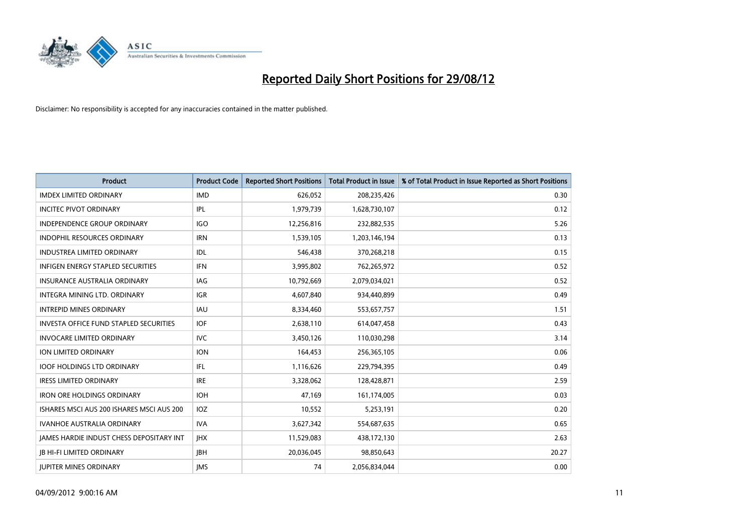# Reported Daily Short Positions for 29/08/12

Disclaimer: No responsibility is accepted for any inaccuracies contained in the matter published.

| Product | Product Code | Reported Short Positions | Total Product in Issue | % of Total Product in Issue Reported as Short Positions |
|---|---|---|---|---|
| IMDEX LIMITED ORDINARY | IMD | 626,052 | 208,235,426 | 0.30 |
| INCITEC PIVOT ORDINARY | IPL | 1,979,739 | 1,628,730,107 | 0.12 |
| INDEPENDENCE GROUP ORDINARY | IGO | 12,256,816 | 232,882,535 | 5.26 |
| INDOPHIL RESOURCES ORDINARY | IRN | 1,539,105 | 1,203,146,194 | 0.13 |
| INDUSTREA LIMITED ORDINARY | IDL | 546,438 | 370,268,218 | 0.15 |
| INFIGEN ENERGY STAPLED SECURITIES | IFN | 3,995,802 | 762,265,972 | 0.52 |
| INSURANCE AUSTRALIA ORDINARY | IAG | 10,792,669 | 2,079,034,021 | 0.52 |
| INTEGRA MINING LTD. ORDINARY | IGR | 4,607,840 | 934,440,899 | 0.49 |
| INTREPID MINES ORDINARY | IAU | 8,334,460 | 553,657,757 | 1.51 |
| INVESTA OFFICE FUND STAPLED SECURITIES | IOF | 2,638,110 | 614,047,458 | 0.43 |
| INVOCARE LIMITED ORDINARY | IVC | 3,450,126 | 110,030,298 | 3.14 |
| ION LIMITED ORDINARY | ION | 164,453 | 256,365,105 | 0.06 |
| IOOF HOLDINGS LTD ORDINARY | IFL | 1,116,626 | 229,794,395 | 0.49 |
| IRESS LIMITED ORDINARY | IRE | 3,328,062 | 128,428,871 | 2.59 |
| IRON ORE HOLDINGS ORDINARY | IOH | 47,169 | 161,174,005 | 0.03 |
| ISHARES MSCI AUS 200 ISHARES MSCI AUS 200 | IOZ | 10,552 | 5,253,191 | 0.20 |
| IVANHOE AUSTRALIA ORDINARY | IVA | 3,627,342 | 554,687,635 | 0.65 |
| JAMES HARDIE INDUST CHESS DEPOSITARY INT | JHX | 11,529,083 | 438,172,130 | 2.63 |
| JB HI-FI LIMITED ORDINARY | JBH | 20,036,045 | 98,850,643 | 20.27 |
| JUPITER MINES ORDINARY | JMS | 74 | 2,056,834,044 | 0.00 |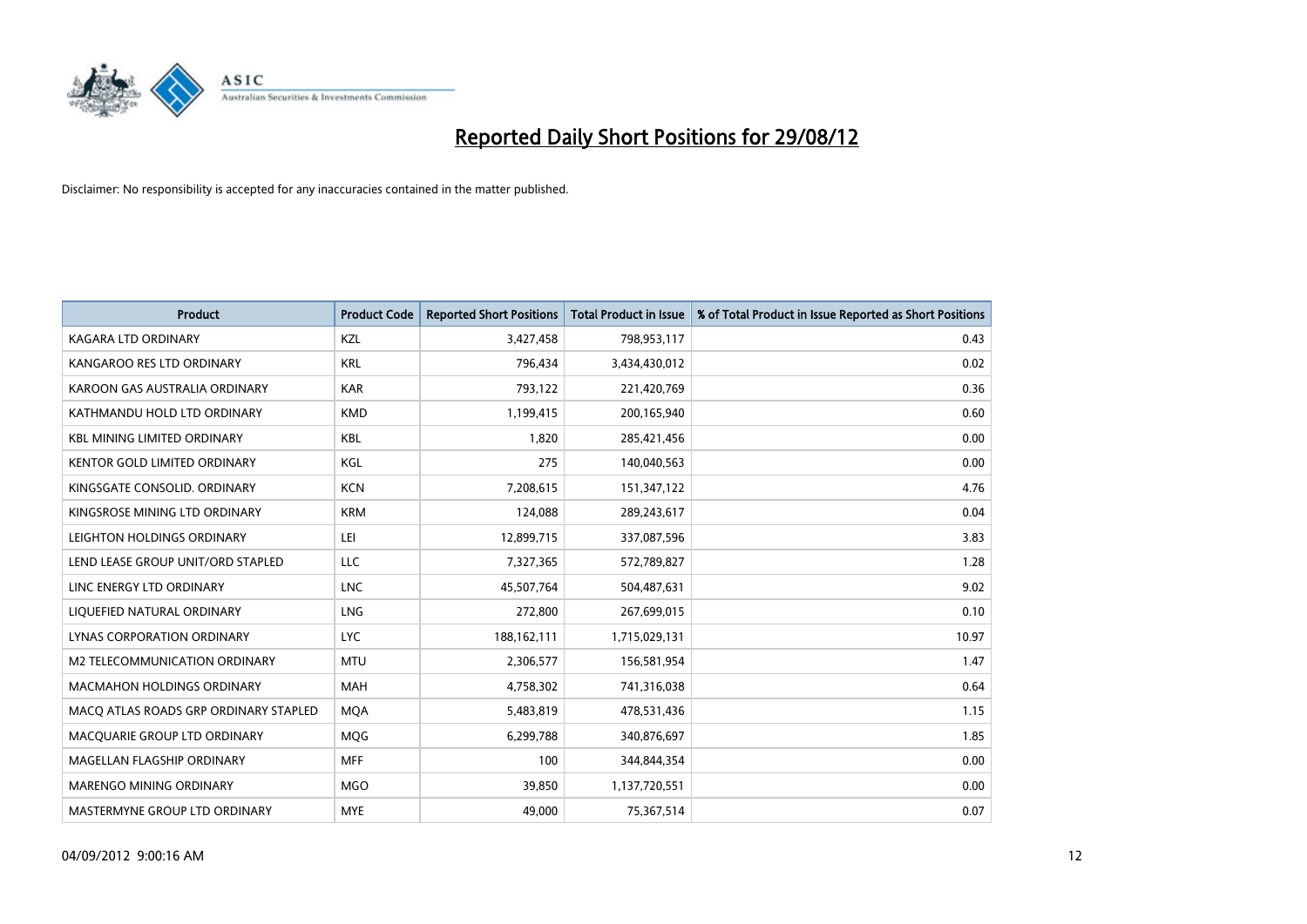# Reported Daily Short Positions for 29/08/12

Disclaimer: No responsibility is accepted for any inaccuracies contained in the matter published.

| Product | Product Code | Reported Short Positions | Total Product in Issue | % of Total Product in Issue Reported as Short Positions |
|---|---|---|---|---|
| KAGARA LTD ORDINARY | KZL | 3,427,458 | 798,953,117 | 0.43 |
| KANGAROO RES LTD ORDINARY | KRL | 796,434 | 3,434,430,012 | 0.02 |
| KAROON GAS AUSTRALIA ORDINARY | KAR | 793,122 | 221,420,769 | 0.36 |
| KATHMANDU HOLD LTD ORDINARY | KMD | 1,199,415 | 200,165,940 | 0.60 |
| KBL MINING LIMITED ORDINARY | KBL | 1,820 | 285,421,456 | 0.00 |
| KENTOR GOLD LIMITED ORDINARY | KGL | 275 | 140,040,563 | 0.00 |
| KINGSGATE CONSOLID. ORDINARY | KCN | 7,208,615 | 151,347,122 | 4.76 |
| KINGSROSE MINING LTD ORDINARY | KRM | 124,088 | 289,243,617 | 0.04 |
| LEIGHTON HOLDINGS ORDINARY | LEI | 12,899,715 | 337,087,596 | 3.83 |
| LEND LEASE GROUP UNIT/ORD STAPLED | LLC | 7,327,365 | 572,789,827 | 1.28 |
| LINC ENERGY LTD ORDINARY | LNC | 45,507,764 | 504,487,631 | 9.02 |
| LIQUEFIED NATURAL ORDINARY | LNG | 272,800 | 267,699,015 | 0.10 |
| LYNAS CORPORATION ORDINARY | LYC | 188,162,111 | 1,715,029,131 | 10.97 |
| M2 TELECOMMUNICATION ORDINARY | MTU | 2,306,577 | 156,581,954 | 1.47 |
| MACMAHON HOLDINGS ORDINARY | MAH | 4,758,302 | 741,316,038 | 0.64 |
| MACQ ATLAS ROADS GRP ORDINARY STAPLED | MQA | 5,483,819 | 478,531,436 | 1.15 |
| MACQUARIE GROUP LTD ORDINARY | MQG | 6,299,788 | 340,876,697 | 1.85 |
| MAGELLAN FLAGSHIP ORDINARY | MFF | 100 | 344,844,354 | 0.00 |
| MARENGO MINING ORDINARY | MGO | 39,850 | 1,137,720,551 | 0.00 |
| MASTERMYNE GROUP LTD ORDINARY | MYE | 49,000 | 75,367,514 | 0.07 |

04/09/2012 9:00:16 AM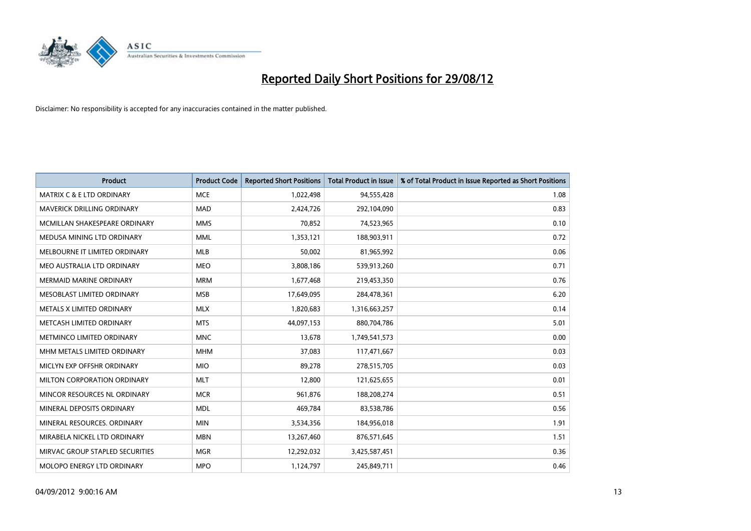# Reported Daily Short Positions for 29/08/12

Disclaimer: No responsibility is accepted for any inaccuracies contained in the matter published.

| Product | Product Code | Reported Short Positions | Total Product in Issue | % of Total Product in Issue Reported as Short Positions |
|---|---|---|---|---|
| MATRIX C & E LTD ORDINARY | MCE | 1,022,498 | 94,555,428 | 1.08 |
| MAVERICK DRILLING ORDINARY | MAD | 2,424,726 | 292,104,090 | 0.83 |
| MCMILLAN SHAKESPEARE ORDINARY | MMS | 70,852 | 74,523,965 | 0.10 |
| MEDUSA MINING LTD ORDINARY | MML | 1,353,121 | 188,903,911 | 0.72 |
| MELBOURNE IT LIMITED ORDINARY | MLB | 50,002 | 81,965,992 | 0.06 |
| MEO AUSTRALIA LTD ORDINARY | MEO | 3,808,186 | 539,913,260 | 0.71 |
| MERMAID MARINE ORDINARY | MRM | 1,677,468 | 219,453,350 | 0.76 |
| MESOBLAST LIMITED ORDINARY | MSB | 17,649,095 | 284,478,361 | 6.20 |
| METALS X LIMITED ORDINARY | MLX | 1,820,683 | 1,316,663,257 | 0.14 |
| METCASH LIMITED ORDINARY | MTS | 44,097,153 | 880,704,786 | 5.01 |
| METMINCO LIMITED ORDINARY | MNC | 13,678 | 1,749,541,573 | 0.00 |
| MHM METALS LIMITED ORDINARY | MHM | 37,083 | 117,471,667 | 0.03 |
| MICLYN EXP OFFSHR ORDINARY | MIO | 89,278 | 278,515,705 | 0.03 |
| MILTON CORPORATION ORDINARY | MLT | 12,800 | 121,625,655 | 0.01 |
| MINCOR RESOURCES NL ORDINARY | MCR | 961,876 | 188,208,274 | 0.51 |
| MINERAL DEPOSITS ORDINARY | MDL | 469,784 | 83,538,786 | 0.56 |
| MINERAL RESOURCES. ORDINARY | MIN | 3,534,356 | 184,956,018 | 1.91 |
| MIRABELA NICKEL LTD ORDINARY | MBN | 13,267,460 | 876,571,645 | 1.51 |
| MIRVAC GROUP STAPLED SECURITIES | MGR | 12,292,032 | 3,425,587,451 | 0.36 |
| MOLOPO ENERGY LTD ORDINARY | MPO | 1,124,797 | 245,849,711 | 0.46 |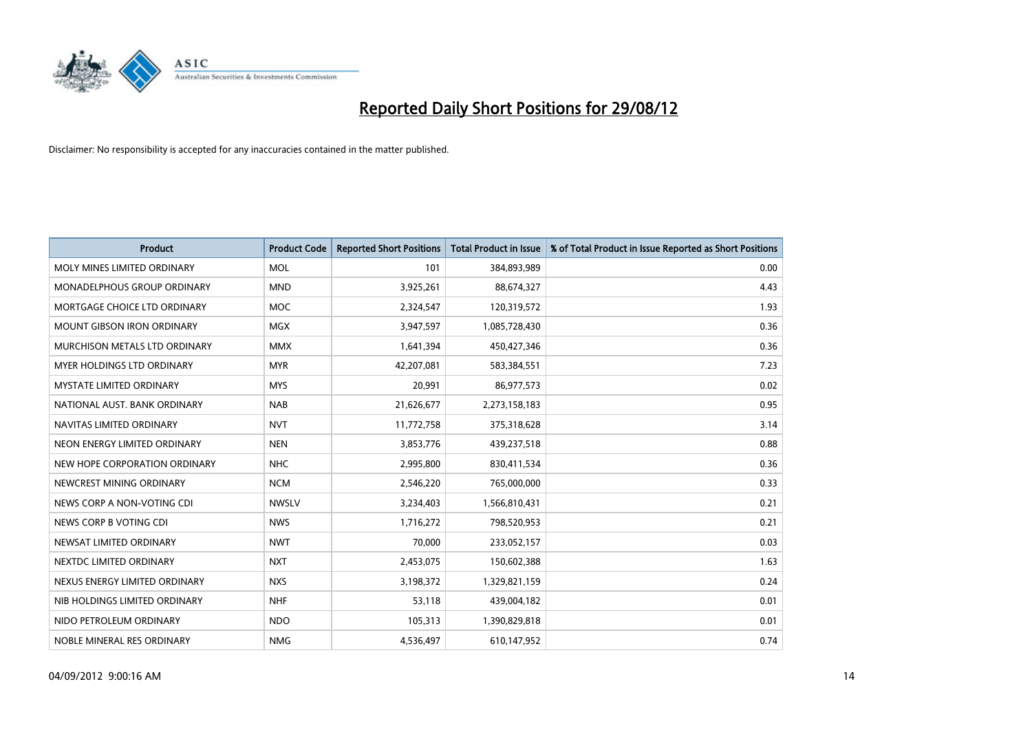# Reported Daily Short Positions for 29/08/12

Disclaimer: No responsibility is accepted for any inaccuracies contained in the matter published.

| Product | Product Code | Reported Short Positions | Total Product in Issue | % of Total Product in Issue Reported as Short Positions |
|---|---|---|---|---|
| MOLY MINES LIMITED ORDINARY | MOL | 101 | 384,893,989 | 0.00 |
| MONADELPHOUS GROUP ORDINARY | MND | 3,925,261 | 88,674,327 | 4.43 |
| MORTGAGE CHOICE LTD ORDINARY | MOC | 2,324,547 | 120,319,572 | 1.93 |
| MOUNT GIBSON IRON ORDINARY | MGX | 3,947,597 | 1,085,728,430 | 0.36 |
| MURCHISON METALS LTD ORDINARY | MMX | 1,641,394 | 450,427,346 | 0.36 |
| MYER HOLDINGS LTD ORDINARY | MYR | 42,207,081 | 583,384,551 | 7.23 |
| MYSTATE LIMITED ORDINARY | MYS | 20,991 | 86,977,573 | 0.02 |
| NATIONAL AUST. BANK ORDINARY | NAB | 21,626,677 | 2,273,158,183 | 0.95 |
| NAVITAS LIMITED ORDINARY | NVT | 11,772,758 | 375,318,628 | 3.14 |
| NEON ENERGY LIMITED ORDINARY | NEN | 3,853,776 | 439,237,518 | 0.88 |
| NEW HOPE CORPORATION ORDINARY | NHC | 2,995,800 | 830,411,534 | 0.36 |
| NEWCREST MINING ORDINARY | NCM | 2,546,220 | 765,000,000 | 0.33 |
| NEWS CORP A NON-VOTING CDI | NWSLV | 3,234,403 | 1,566,810,431 | 0.21 |
| NEWS CORP B VOTING CDI | NWS | 1,716,272 | 798,520,953 | 0.21 |
| NEWSAT LIMITED ORDINARY | NWT | 70,000 | 233,052,157 | 0.03 |
| NEXTDC LIMITED ORDINARY | NXT | 2,453,075 | 150,602,388 | 1.63 |
| NEXUS ENERGY LIMITED ORDINARY | NXS | 3,198,372 | 1,329,821,159 | 0.24 |
| NIB HOLDINGS LIMITED ORDINARY | NHF | 53,118 | 439,004,182 | 0.01 |
| NIDO PETROLEUM ORDINARY | NDO | 105,313 | 1,390,829,818 | 0.01 |
| NOBLE MINERAL RES ORDINARY | NMG | 4,536,497 | 610,147,952 | 0.74 |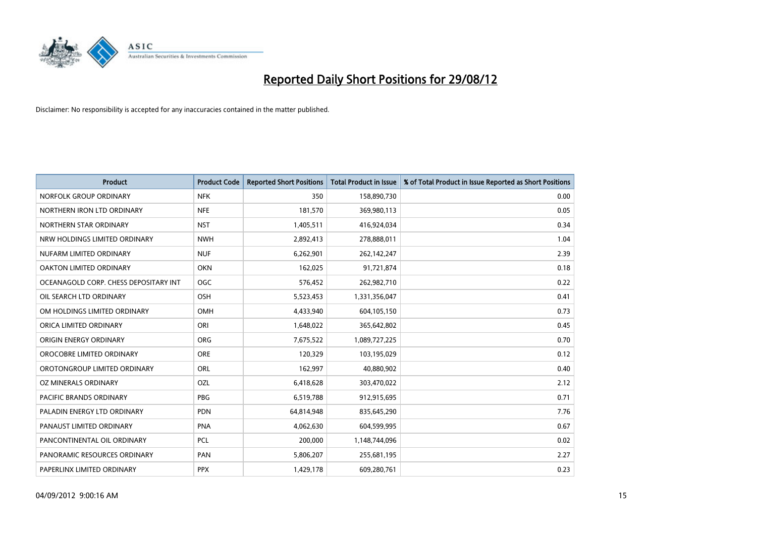# Reported Daily Short Positions for 29/08/12

Disclaimer: No responsibility is accepted for any inaccuracies contained in the matter published.

| Product | Product Code | Reported Short Positions | Total Product in Issue | % of Total Product in Issue Reported as Short Positions |
|---|---|---|---|---|
| NORFOLK GROUP ORDINARY | NFK | 350 | 158,890,730 | 0.00 |
| NORTHERN IRON LTD ORDINARY | NFE | 181,570 | 369,980,113 | 0.05 |
| NORTHERN STAR ORDINARY | NST | 1,405,511 | 416,924,034 | 0.34 |
| NRW HOLDINGS LIMITED ORDINARY | NWH | 2,892,413 | 278,888,011 | 1.04 |
| NUFARM LIMITED ORDINARY | NUF | 6,262,901 | 262,142,247 | 2.39 |
| OAKTON LIMITED ORDINARY | OKN | 162,025 | 91,721,874 | 0.18 |
| OCEANAGOLD CORP. CHESS DEPOSITARY INT | OGC | 576,452 | 262,982,710 | 0.22 |
| OIL SEARCH LTD ORDINARY | OSH | 5,523,453 | 1,331,356,047 | 0.41 |
| OM HOLDINGS LIMITED ORDINARY | OMH | 4,433,940 | 604,105,150 | 0.73 |
| ORICA LIMITED ORDINARY | ORI | 1,648,022 | 365,642,802 | 0.45 |
| ORIGIN ENERGY ORDINARY | ORG | 7,675,522 | 1,089,727,225 | 0.70 |
| OROCOBRE LIMITED ORDINARY | ORE | 120,329 | 103,195,029 | 0.12 |
| OROTONGROUP LIMITED ORDINARY | ORL | 162,997 | 40,880,902 | 0.40 |
| OZ MINERALS ORDINARY | OZL | 6,418,628 | 303,470,022 | 2.12 |
| PACIFIC BRANDS ORDINARY | PBG | 6,519,788 | 912,915,695 | 0.71 |
| PALADIN ENERGY LTD ORDINARY | PDN | 64,814,948 | 835,645,290 | 7.76 |
| PANAUST LIMITED ORDINARY | PNA | 4,062,630 | 604,599,995 | 0.67 |
| PANCONTINENTAL OIL ORDINARY | PCL | 200,000 | 1,148,744,096 | 0.02 |
| PANORAMIC RESOURCES ORDINARY | PAN | 5,806,207 | 255,681,195 | 2.27 |
| PAPERLINX LIMITED ORDINARY | PPX | 1,429,178 | 609,280,761 | 0.23 |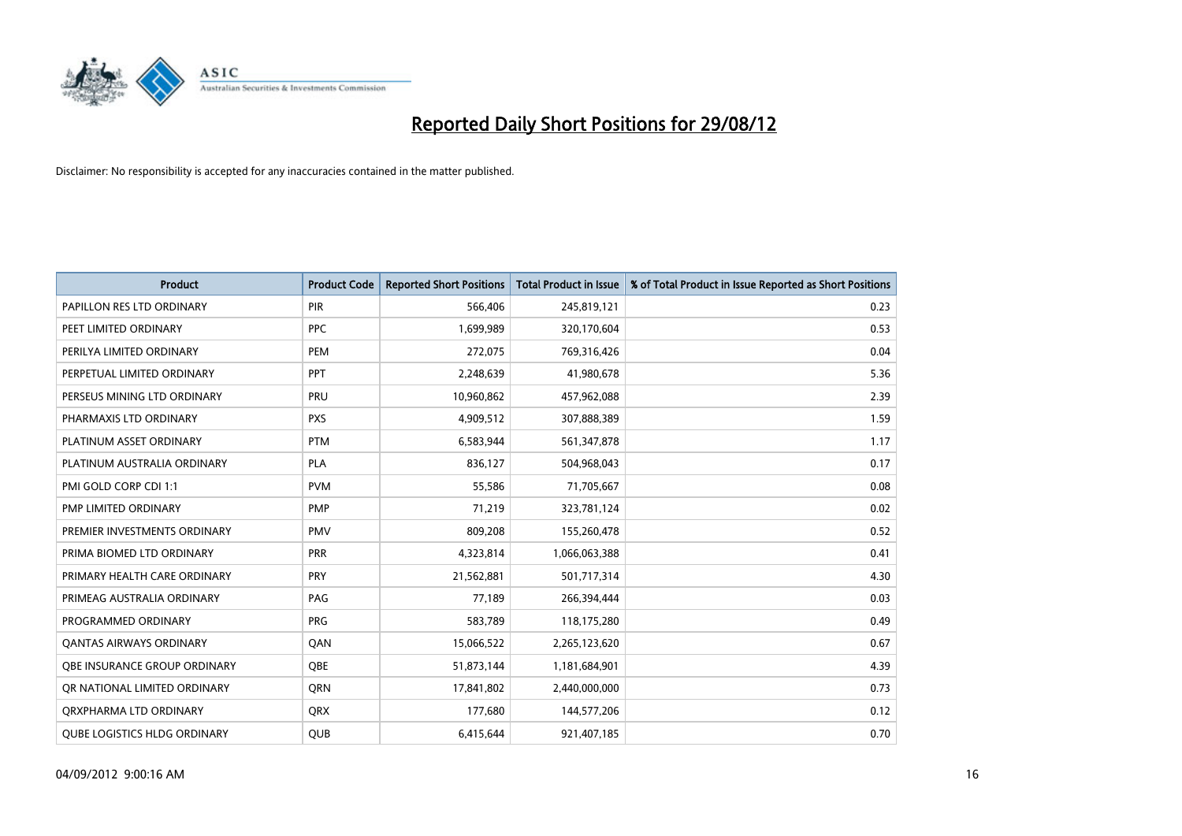# Reported Daily Short Positions for 29/08/12

Disclaimer: No responsibility is accepted for any inaccuracies contained in the matter published.

| Product | Product Code | Reported Short Positions | Total Product in Issue | % of Total Product in Issue Reported as Short Positions |
|---|---|---|---|---|
| PAPILLON RES LTD ORDINARY | PIR | 566,406 | 245,819,121 | 0.23 |
| PEET LIMITED ORDINARY | PPC | 1,699,989 | 320,170,604 | 0.53 |
| PERILYA LIMITED ORDINARY | PEM | 272,075 | 769,316,426 | 0.04 |
| PERPETUAL LIMITED ORDINARY | PPT | 2,248,639 | 41,980,678 | 5.36 |
| PERSEUS MINING LTD ORDINARY | PRU | 10,960,862 | 457,962,088 | 2.39 |
| PHARMAXIS LTD ORDINARY | PXS | 4,909,512 | 307,888,389 | 1.59 |
| PLATINUM ASSET ORDINARY | PTM | 6,583,944 | 561,347,878 | 1.17 |
| PLATINUM AUSTRALIA ORDINARY | PLA | 836,127 | 504,968,043 | 0.17 |
| PMI GOLD CORP CDI 1:1 | PVM | 55,586 | 71,705,667 | 0.08 |
| PMP LIMITED ORDINARY | PMP | 71,219 | 323,781,124 | 0.02 |
| PREMIER INVESTMENTS ORDINARY | PMV | 809,208 | 155,260,478 | 0.52 |
| PRIMA BIOMED LTD ORDINARY | PRR | 4,323,814 | 1,066,063,388 | 0.41 |
| PRIMARY HEALTH CARE ORDINARY | PRY | 21,562,881 | 501,717,314 | 4.30 |
| PRIMEAG AUSTRALIA ORDINARY | PAG | 77,189 | 266,394,444 | 0.03 |
| PROGRAMMED ORDINARY | PRG | 583,789 | 118,175,280 | 0.49 |
| QANTAS AIRWAYS ORDINARY | QAN | 15,066,522 | 2,265,123,620 | 0.67 |
| QBE INSURANCE GROUP ORDINARY | QBE | 51,873,144 | 1,181,684,901 | 4.39 |
| QR NATIONAL LIMITED ORDINARY | QRN | 17,841,802 | 2,440,000,000 | 0.73 |
| QRXPHARMA LTD ORDINARY | QRX | 177,680 | 144,577,206 | 0.12 |
| QUBE LOGISTICS HLDG ORDINARY | QUB | 6,415,644 | 921,407,185 | 0.70 |

04/09/2012 9:00:16 AM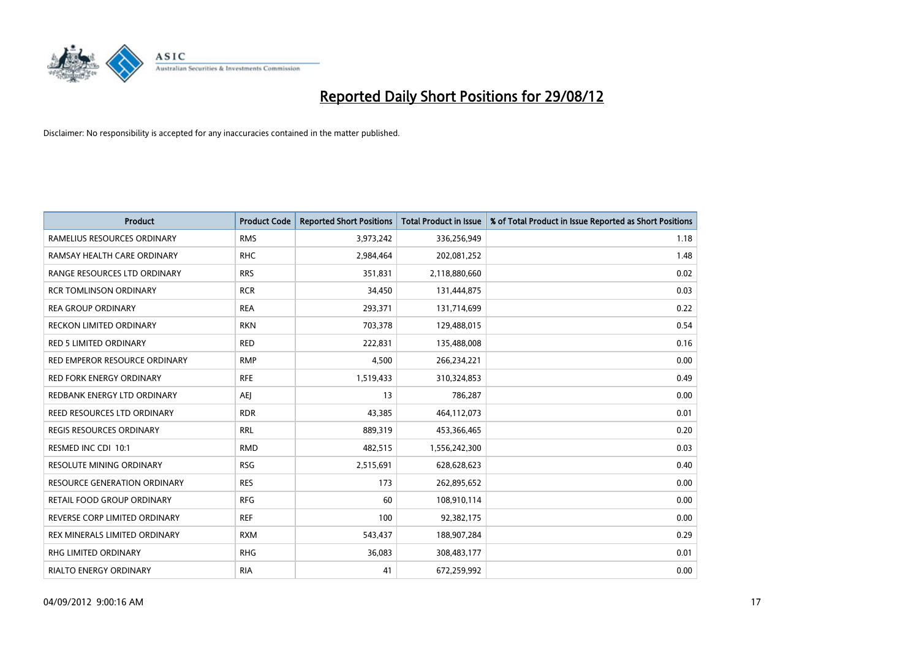# Reported Daily Short Positions for 29/08/12

Disclaimer: No responsibility is accepted for any inaccuracies contained in the matter published.

| Product | Product Code | Reported Short Positions | Total Product in Issue | % of Total Product in Issue Reported as Short Positions |
|---|---|---|---|---|
| RAMELIUS RESOURCES ORDINARY | RMS | 3,973,242 | 336,256,949 | 1.18 |
| RAMSAY HEALTH CARE ORDINARY | RHC | 2,984,464 | 202,081,252 | 1.48 |
| RANGE RESOURCES LTD ORDINARY | RRS | 351,831 | 2,118,880,660 | 0.02 |
| RCR TOMLINSON ORDINARY | RCR | 34,450 | 131,444,875 | 0.03 |
| REA GROUP ORDINARY | REA | 293,371 | 131,714,699 | 0.22 |
| RECKON LIMITED ORDINARY | RKN | 703,378 | 129,488,015 | 0.54 |
| RED 5 LIMITED ORDINARY | RED | 222,831 | 135,488,008 | 0.16 |
| RED EMPEROR RESOURCE ORDINARY | RMP | 4,500 | 266,234,221 | 0.00 |
| RED FORK ENERGY ORDINARY | RFE | 1,519,433 | 310,324,853 | 0.49 |
| REDBANK ENERGY LTD ORDINARY | AEJ | 13 | 786,287 | 0.00 |
| REED RESOURCES LTD ORDINARY | RDR | 43,385 | 464,112,073 | 0.01 |
| REGIS RESOURCES ORDINARY | RRL | 889,319 | 453,366,465 | 0.20 |
| RESMED INC CDI 10:1 | RMD | 482,515 | 1,556,242,300 | 0.03 |
| RESOLUTE MINING ORDINARY | RSG | 2,515,691 | 628,628,623 | 0.40 |
| RESOURCE GENERATION ORDINARY | RES | 173 | 262,895,652 | 0.00 |
| RETAIL FOOD GROUP ORDINARY | RFG | 60 | 108,910,114 | 0.00 |
| REVERSE CORP LIMITED ORDINARY | REF | 100 | 92,382,175 | 0.00 |
| REX MINERALS LIMITED ORDINARY | RXM | 543,437 | 188,907,284 | 0.29 |
| RHG LIMITED ORDINARY | RHG | 36,083 | 308,483,177 | 0.01 |
| RIALTO ENERGY ORDINARY | RIA | 41 | 672,259,992 | 0.00 |

04/09/2012 9:00:16 AM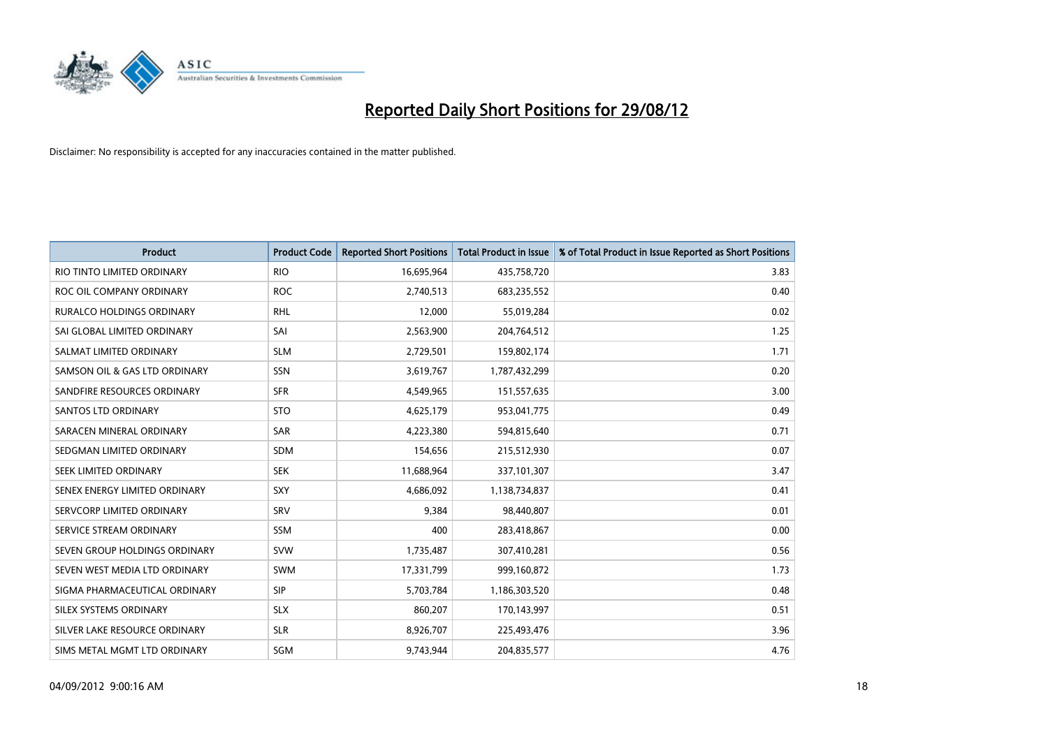# Reported Daily Short Positions for 29/08/12

Disclaimer: No responsibility is accepted for any inaccuracies contained in the matter published.

| Product | Product Code | Reported Short Positions | Total Product in Issue | % of Total Product in Issue Reported as Short Positions |
|---|---|---|---|---|
| RIO TINTO LIMITED ORDINARY | RIO | 16,695,964 | 435,758,720 | 3.83 |
| ROC OIL COMPANY ORDINARY | ROC | 2,740,513 | 683,235,552 | 0.40 |
| RURALCO HOLDINGS ORDINARY | RHL | 12,000 | 55,019,284 | 0.02 |
| SAI GLOBAL LIMITED ORDINARY | SAI | 2,563,900 | 204,764,512 | 1.25 |
| SALMAT LIMITED ORDINARY | SLM | 2,729,501 | 159,802,174 | 1.71 |
| SAMSON OIL & GAS LTD ORDINARY | SSN | 3,619,767 | 1,787,432,299 | 0.20 |
| SANDFIRE RESOURCES ORDINARY | SFR | 4,549,965 | 151,557,635 | 3.00 |
| SANTOS LTD ORDINARY | STO | 4,625,179 | 953,041,775 | 0.49 |
| SARACEN MINERAL ORDINARY | SAR | 4,223,380 | 594,815,640 | 0.71 |
| SEDGMAN LIMITED ORDINARY | SDM | 154,656 | 215,512,930 | 0.07 |
| SEEK LIMITED ORDINARY | SEK | 11,688,964 | 337,101,307 | 3.47 |
| SENEX ENERGY LIMITED ORDINARY | SXY | 4,686,092 | 1,138,734,837 | 0.41 |
| SERVCORP LIMITED ORDINARY | SRV | 9,384 | 98,440,807 | 0.01 |
| SERVICE STREAM ORDINARY | SSM | 400 | 283,418,867 | 0.00 |
| SEVEN GROUP HOLDINGS ORDINARY | SVW | 1,735,487 | 307,410,281 | 0.56 |
| SEVEN WEST MEDIA LTD ORDINARY | SWM | 17,331,799 | 999,160,872 | 1.73 |
| SIGMA PHARMACEUTICAL ORDINARY | SIP | 5,703,784 | 1,186,303,520 | 0.48 |
| SILEX SYSTEMS ORDINARY | SLX | 860,207 | 170,143,997 | 0.51 |
| SILVER LAKE RESOURCE ORDINARY | SLR | 8,926,707 | 225,493,476 | 3.96 |
| SIMS METAL MGMT LTD ORDINARY | SGM | 9,743,944 | 204,835,577 | 4.76 |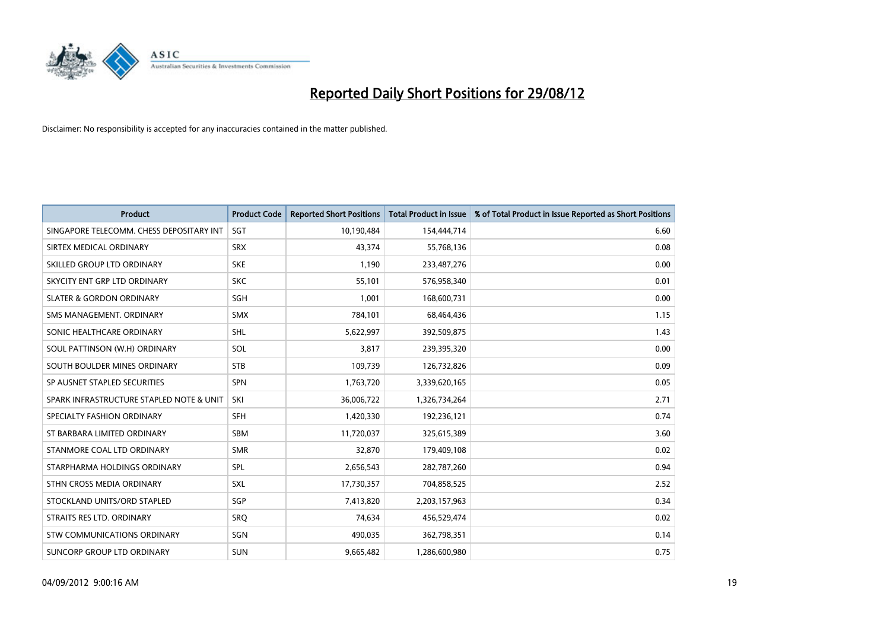# Reported Daily Short Positions for 29/08/12

Disclaimer: No responsibility is accepted for any inaccuracies contained in the matter published.

| Product | Product Code | Reported Short Positions | Total Product in Issue | % of Total Product in Issue Reported as Short Positions |
|---|---|---|---|---|
| SINGAPORE TELECOMM. CHESS DEPOSITARY INT | SGT | 10,190,484 | 154,444,714 | 6.60 |
| SIRTEX MEDICAL ORDINARY | SRX | 43,374 | 55,768,136 | 0.08 |
| SKILLED GROUP LTD ORDINARY | SKE | 1,190 | 233,487,276 | 0.00 |
| SKYCITY ENT GRP LTD ORDINARY | SKC | 55,101 | 576,958,340 | 0.01 |
| SLATER & GORDON ORDINARY | SGH | 1,001 | 168,600,731 | 0.00 |
| SMS MANAGEMENT. ORDINARY | SMX | 784,101 | 68,464,436 | 1.15 |
| SONIC HEALTHCARE ORDINARY | SHL | 5,622,997 | 392,509,875 | 1.43 |
| SOUL PATTINSON (W.H) ORDINARY | SOL | 3,817 | 239,395,320 | 0.00 |
| SOUTH BOULDER MINES ORDINARY | STB | 109,739 | 126,732,826 | 0.09 |
| SP AUSNET STAPLED SECURITIES | SPN | 1,763,720 | 3,339,620,165 | 0.05 |
| SPARK INFRASTRUCTURE STAPLED NOTE & UNIT | SKI | 36,006,722 | 1,326,734,264 | 2.71 |
| SPECIALTY FASHION ORDINARY | SFH | 1,420,330 | 192,236,121 | 0.74 |
| ST BARBARA LIMITED ORDINARY | SBM | 11,720,037 | 325,615,389 | 3.60 |
| STANMORE COAL LTD ORDINARY | SMR | 32,870 | 179,409,108 | 0.02 |
| STARPHARMA HOLDINGS ORDINARY | SPL | 2,656,543 | 282,787,260 | 0.94 |
| STHN CROSS MEDIA ORDINARY | SXL | 17,730,357 | 704,858,525 | 2.52 |
| STOCKLAND UNITS/ORD STAPLED | SGP | 7,413,820 | 2,203,157,963 | 0.34 |
| STRAITS RES LTD. ORDINARY | SRQ | 74,634 | 456,529,474 | 0.02 |
| STW COMMUNICATIONS ORDINARY | SGN | 490,035 | 362,798,351 | 0.14 |
| SUNCORP GROUP LTD ORDINARY | SUN | 9,665,482 | 1,286,600,980 | 0.75 |

04/09/2012 9:00:16 AM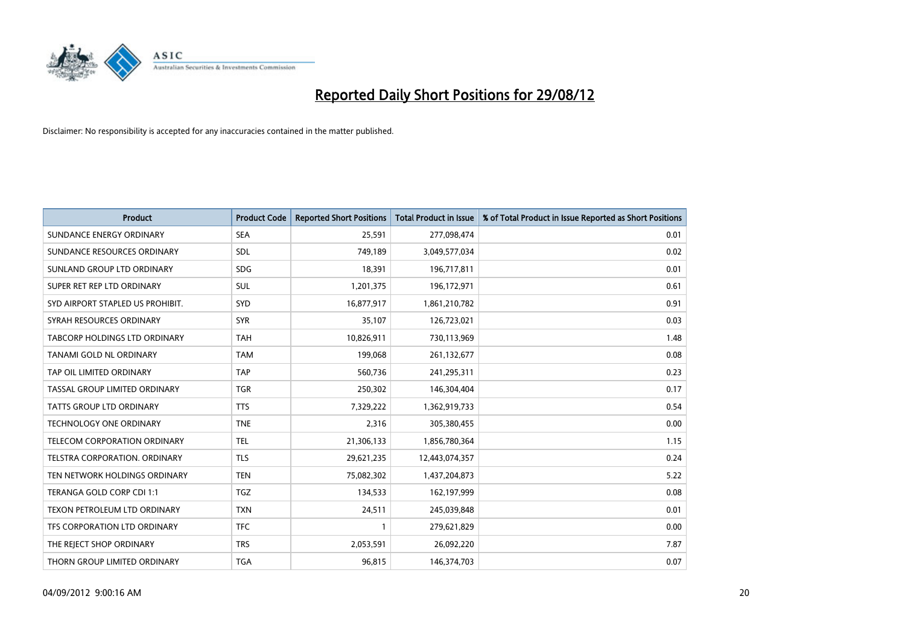# Reported Daily Short Positions for 29/08/12

Disclaimer: No responsibility is accepted for any inaccuracies contained in the matter published.

| Product | Product Code | Reported Short Positions | Total Product in Issue | % of Total Product in Issue Reported as Short Positions |
|---|---|---|---|---|
| SUNDANCE ENERGY ORDINARY | SEA | 25,591 | 277,098,474 | 0.01 |
| SUNDANCE RESOURCES ORDINARY | SDL | 749,189 | 3,049,577,034 | 0.02 |
| SUNLAND GROUP LTD ORDINARY | SDG | 18,391 | 196,717,811 | 0.01 |
| SUPER RET REP LTD ORDINARY | SUL | 1,201,375 | 196,172,971 | 0.61 |
| SYD AIRPORT STAPLED US PROHIBIT. | SYD | 16,877,917 | 1,861,210,782 | 0.91 |
| SYRAH RESOURCES ORDINARY | SYR | 35,107 | 126,723,021 | 0.03 |
| TABCORP HOLDINGS LTD ORDINARY | TAH | 10,826,911 | 730,113,969 | 1.48 |
| TANAMI GOLD NL ORDINARY | TAM | 199,068 | 261,132,677 | 0.08 |
| TAP OIL LIMITED ORDINARY | TAP | 560,736 | 241,295,311 | 0.23 |
| TASSAL GROUP LIMITED ORDINARY | TGR | 250,302 | 146,304,404 | 0.17 |
| TATTS GROUP LTD ORDINARY | TTS | 7,329,222 | 1,362,919,733 | 0.54 |
| TECHNOLOGY ONE ORDINARY | TNE | 2,316 | 305,380,455 | 0.00 |
| TELECOM CORPORATION ORDINARY | TEL | 21,306,133 | 1,856,780,364 | 1.15 |
| TELSTRA CORPORATION. ORDINARY | TLS | 29,621,235 | 12,443,074,357 | 0.24 |
| TEN NETWORK HOLDINGS ORDINARY | TEN | 75,082,302 | 1,437,204,873 | 5.22 |
| TERANGA GOLD CORP CDI 1:1 | TGZ | 134,533 | 162,197,999 | 0.08 |
| TEXON PETROLEUM LTD ORDINARY | TXN | 24,511 | 245,039,848 | 0.01 |
| TFS CORPORATION LTD ORDINARY | TFC | 1 | 279,621,829 | 0.00 |
| THE REJECT SHOP ORDINARY | TRS | 2,053,591 | 26,092,220 | 7.87 |
| THORN GROUP LIMITED ORDINARY | TGA | 96,815 | 146,374,703 | 0.07 |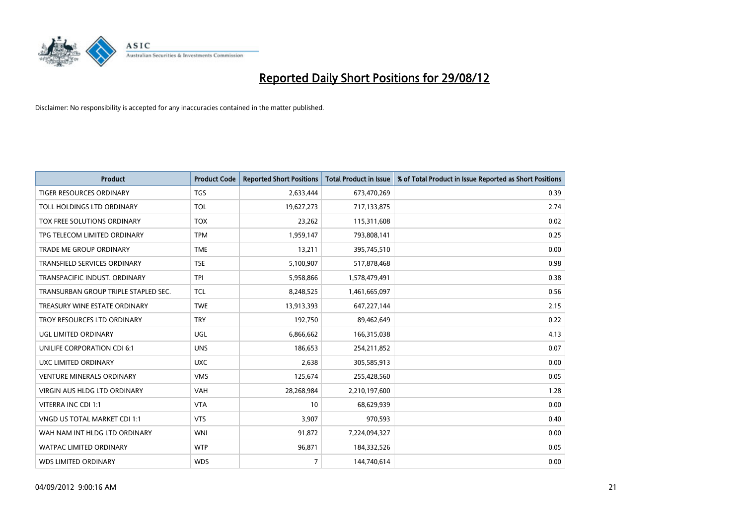# Reported Daily Short Positions for 29/08/12

Disclaimer: No responsibility is accepted for any inaccuracies contained in the matter published.

| Product | Product Code | Reported Short Positions | Total Product in Issue | % of Total Product in Issue Reported as Short Positions |
|---|---|---|---|---|
| TIGER RESOURCES ORDINARY | TGS | 2,633,444 | 673,470,269 | 0.39 |
| TOLL HOLDINGS LTD ORDINARY | TOL | 19,627,273 | 717,133,875 | 2.74 |
| TOX FREE SOLUTIONS ORDINARY | TOX | 23,262 | 115,311,608 | 0.02 |
| TPG TELECOM LIMITED ORDINARY | TPM | 1,959,147 | 793,808,141 | 0.25 |
| TRADE ME GROUP ORDINARY | TME | 13,211 | 395,745,510 | 0.00 |
| TRANSFIELD SERVICES ORDINARY | TSE | 5,100,907 | 517,878,468 | 0.98 |
| TRANSPACIFIC INDUST. ORDINARY | TPI | 5,958,866 | 1,578,479,491 | 0.38 |
| TRANSURBAN GROUP TRIPLE STAPLED SEC. | TCL | 8,248,525 | 1,461,665,097 | 0.56 |
| TREASURY WINE ESTATE ORDINARY | TWE | 13,913,393 | 647,227,144 | 2.15 |
| TROY RESOURCES LTD ORDINARY | TRY | 192,750 | 89,462,649 | 0.22 |
| UGL LIMITED ORDINARY | UGL | 6,866,662 | 166,315,038 | 4.13 |
| UNILIFE CORPORATION CDI 6:1 | UNS | 186,653 | 254,211,852 | 0.07 |
| UXC LIMITED ORDINARY | UXC | 2,638 | 305,585,913 | 0.00 |
| VENTURE MINERALS ORDINARY | VMS | 125,674 | 255,428,560 | 0.05 |
| VIRGIN AUS HLDG LTD ORDINARY | VAH | 28,268,984 | 2,210,197,600 | 1.28 |
| VITERRA INC CDI 1:1 | VTA | 10 | 68,629,939 | 0.00 |
| VNGD US TOTAL MARKET CDI 1:1 | VTS | 3,907 | 970,593 | 0.40 |
| WAH NAM INT HLDG LTD ORDINARY | WNI | 91,872 | 7,224,094,327 | 0.00 |
| WATPAC LIMITED ORDINARY | WTP | 96,871 | 184,332,526 | 0.05 |
| WDS LIMITED ORDINARY | WDS | 7 | 144,740,614 | 0.00 |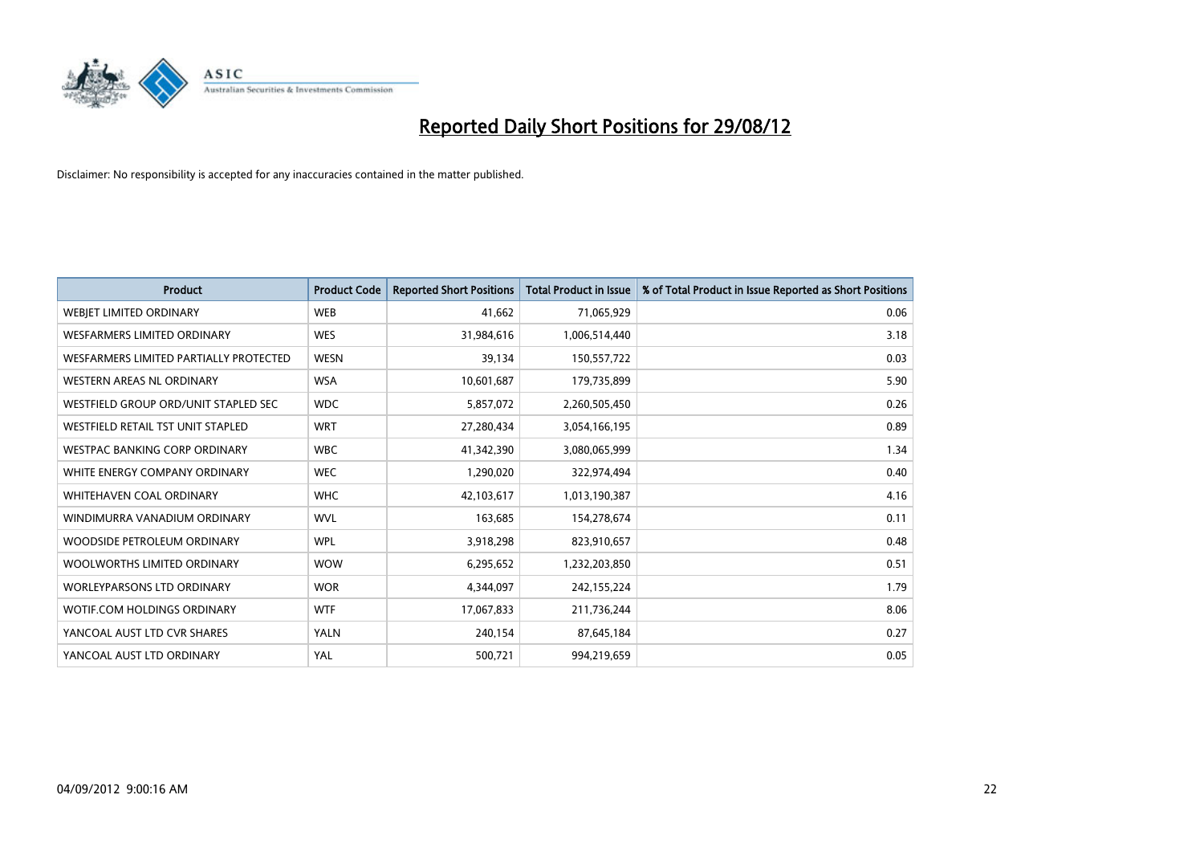# Reported Daily Short Positions for 29/08/12

Disclaimer: No responsibility is accepted for any inaccuracies contained in the matter published.

| Product | Product Code | Reported Short Positions | Total Product in Issue | % of Total Product in Issue Reported as Short Positions |
|---|---|---|---|---|
| WEBJET LIMITED ORDINARY | WEB | 41,662 | 71,065,929 | 0.06 |
| WESFARMERS LIMITED ORDINARY | WES | 31,984,616 | 1,006,514,440 | 3.18 |
| WESFARMERS LIMITED PARTIALLY PROTECTED | WESN | 39,134 | 150,557,722 | 0.03 |
| WESTERN AREAS NL ORDINARY | WSA | 10,601,687 | 179,735,899 | 5.90 |
| WESTFIELD GROUP ORD/UNIT STAPLED SEC | WDC | 5,857,072 | 2,260,505,450 | 0.26 |
| WESTFIELD RETAIL TST UNIT STAPLED | WRT | 27,280,434 | 3,054,166,195 | 0.89 |
| WESTPAC BANKING CORP ORDINARY | WBC | 41,342,390 | 3,080,065,999 | 1.34 |
| WHITE ENERGY COMPANY ORDINARY | WEC | 1,290,020 | 322,974,494 | 0.40 |
| WHITEHAVEN COAL ORDINARY | WHC | 42,103,617 | 1,013,190,387 | 4.16 |
| WINDIMURRA VANADIUM ORDINARY | WVL | 163,685 | 154,278,674 | 0.11 |
| WOODSIDE PETROLEUM ORDINARY | WPL | 3,918,298 | 823,910,657 | 0.48 |
| WOOLWORTHS LIMITED ORDINARY | WOW | 6,295,652 | 1,232,203,850 | 0.51 |
| WORLEYPARSONS LTD ORDINARY | WOR | 4,344,097 | 242,155,224 | 1.79 |
| WOTIF.COM HOLDINGS ORDINARY | WTF | 17,067,833 | 211,736,244 | 8.06 |
| YANCOAL AUST LTD CVR SHARES | YALN | 240,154 | 87,645,184 | 0.27 |
| YANCOAL AUST LTD ORDINARY | YAL | 500,721 | 994,219,659 | 0.05 |